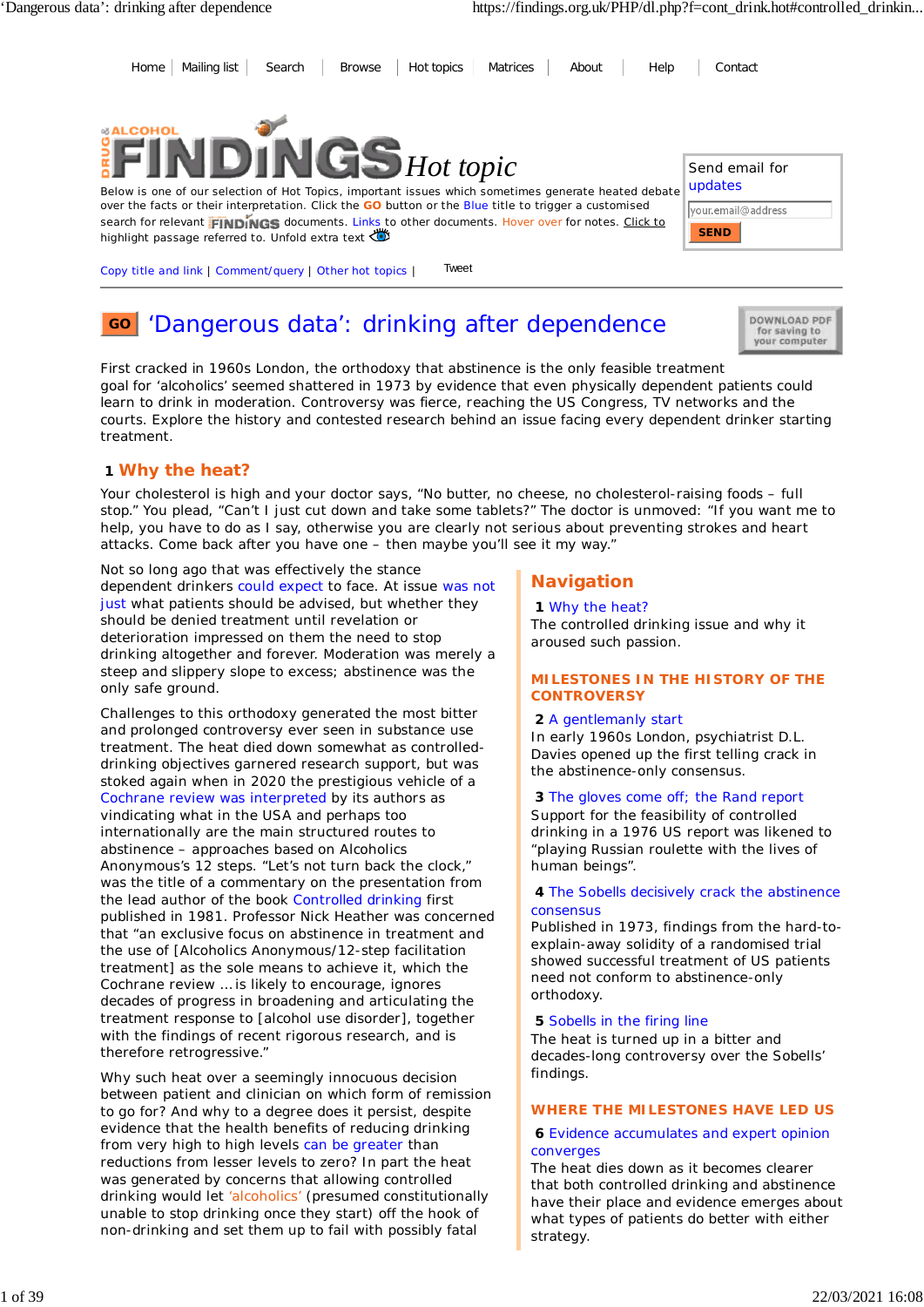Home | Mailing list | Search | Browse | Hot topics | Matrices | About | Help | Contact

DRUG & ALCOHOL FINDINGS *Hot topic*

Below is one of our selection of Hot Topics, important issues which sometimes generate heated debate over the facts or their interpretation. Click the **GO** button or the Blue title to trigger a customised search for relevant FINDINGS documents. Links to other documents. Hover over for notes. Click to highlight passage referred to. Unfold extra text

Send email for updates

your.email@address

SEND

Copy title and link | Comment/query | Other hot topics | Tweet

# GO 'Dangerous data': drinking after dependence

DOWNLOAD PDF for saving to your computer

First cracked in 1960s London, the orthodoxy that abstinence is the only feasible treatment goal for 'alcoholics' seemed shattered in 1973 by evidence that even physically dependent patients could learn to drink in moderation. Controversy was fierce, reaching the US Congress, TV networks and the courts. Explore the history and contested research behind an issue facing every dependent drinker starting treatment.

## 1 Why the heat?

Your cholesterol is high and your doctor says, "No butter, no cheese, no cholesterol-raising foods – full stop." You plead, "Can't I just cut down and take some tablets?" The doctor is unmoved: "If you want me to help, you have to do as I say, otherwise you are clearly not serious about preventing strokes and heart attacks. Come back after you have one – then maybe you'll see it my way."

Not so long ago that was effectively the stance dependent drinkers could expect to face. At issue was not just what patients should be advised, but whether they should be denied treatment until revelation or deterioration impressed on them the need to stop drinking altogether and forever. Moderation was merely a steep and slippery slope to excess; abstinence was the only safe ground.

Challenges to this orthodoxy generated the most bitter and prolonged controversy ever seen in substance use treatment. The heat died down somewhat as controlled-drinking objectives garnered research support, but was stoked again when in 2020 the prestigious vehicle of a Cochrane review was interpreted by its authors as vindicating what in the USA and perhaps too internationally are the main structured routes to abstinence – approaches based on Alcoholics Anonymous's 12 steps. "Let's not turn back the clock," was the title of a commentary on the presentation from the lead author of the book Controlled drinking first published in 1981. Professor Nick Heather was concerned that "an exclusive focus on abstinence in treatment and the use of [Alcoholics Anonymous/12-step facilitation treatment] as the sole means to achieve it, which the Cochrane review … is likely to encourage, ignores decades of progress in broadening and articulating the treatment response to [alcohol use disorder], together with the findings of recent rigorous research, and is therefore retrogressive."

Why such heat over a seemingly innocuous decision between patient and clinician on which form of remission to go for? And why to a degree does it persist, despite evidence that the health benefits of reducing drinking from very high to high levels can be greater than reductions from lesser levels to zero? In part the heat was generated by concerns that allowing controlled drinking would let 'alcoholics' (presumed constitutionally unable to stop drinking once they start) off the hook of non-drinking and set them up to fail with possibly fatal

## Navigation

**1** Why the heat?
The controlled drinking issue and why it aroused such passion.

### MILESTONES IN THE HISTORY OF THE CONTROVERSY

**2** A gentlemanly start
In early 1960s London, psychiatrist D.L. Davies opened up the first telling crack in the abstinence-only consensus.

**3** The gloves come off; the Rand report
Support for the feasibility of controlled drinking in a 1976 US report was likened to "playing Russian roulette with the lives of human beings".

**4** The Sobells decisively crack the abstinence consensus
Published in 1973, findings from the hard-to-explain-away solidity of a randomised trial showed successful treatment of US patients need not conform to abstinence-only orthodoxy.

**5** Sobells in the firing line
The heat is turned up in a bitter and decades-long controversy over the Sobells' findings.

### WHERE THE MILESTONES HAVE LED US

**6** Evidence accumulates and expert opinion converges
The heat dies down as it becomes clearer that both controlled drinking and abstinence have their place and evidence emerges about what types of patients do better with either strategy.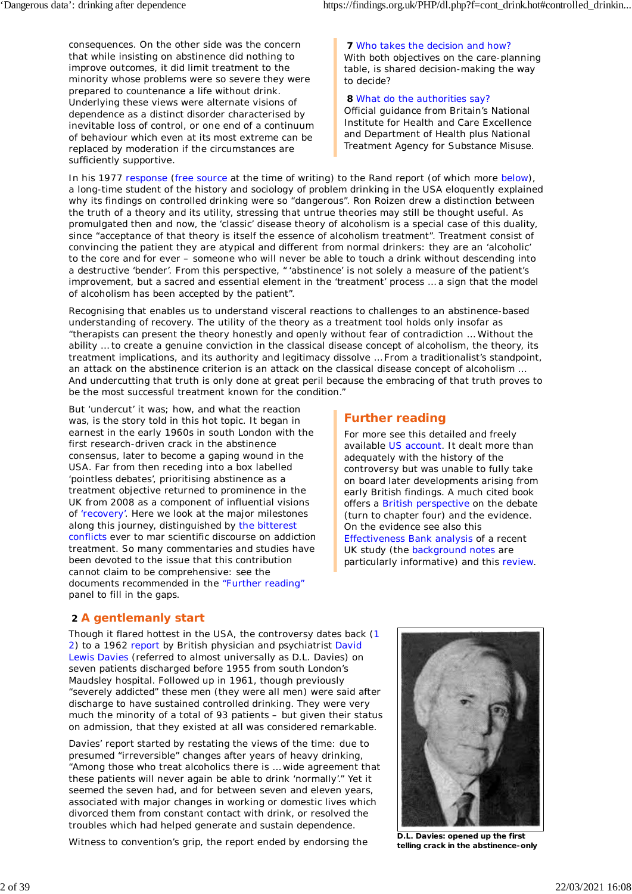consequences. On the other side was the concern that while insisting on abstinence did nothing to improve outcomes, it did limit treatment to the minority whose problems were so severe they were prepared to countenance a life without drink. Underlying these views were alternate visions of dependence as a distinct disorder characterised by inevitable loss of control, or one end of a continuum of behaviour which even at its most extreme can be replaced by moderation if the circumstances are sufficiently supportive.

**7** Who takes the decision and how?
With both objectives on the care-planning table, is shared decision-making the way to decide?

**8** What do the authorities say?
Official guidance from Britain's National Institute for Health and Care Excellence and Department of Health plus National Treatment Agency for Substance Misuse.

In his 1977 response (free source at the time of writing) to the Rand report (of which more below), a long-time student of the history and sociology of problem drinking in the USA eloquently explained why its findings on controlled drinking were so "dangerous". Ron Roizen drew a distinction between the truth of a theory and its utility, stressing that untrue theories may still be thought useful. As promulgated then and now, the 'classic' disease theory of alcoholism is a special case of this duality, since "acceptance of that theory is itself the essence of alcoholism treatment". Treatment consist of convincing the patient they are atypical and different from normal drinkers: they are an 'alcoholic' to the core and for ever – someone who will never be able to touch a drink without descending into a destructive 'bender'. From this perspective, " 'abstinence' is not solely a measure of the patient's improvement, but a sacred and essential element in the 'treatment' process ... a sign that the model of alcoholism has been accepted by the patient".

Recognising that enables us to understand visceral reactions to challenges to an abstinence-based understanding of recovery. The utility of the theory as a treatment tool holds only insofar as "therapists can present the theory honestly and openly without fear of contradiction ... Without the ability ... to create a genuine conviction in the classical disease concept of alcoholism, the theory, its treatment implications, and its authority and legitimacy dissolve ... From a traditionalist's standpoint, an attack on the abstinence criterion is an attack on the classical disease concept of alcoholism ... And undercutting that truth is only done at great peril because the embracing of that truth proves to be the most successful treatment known for the condition."

But 'undercut' it was; how, and what the reaction was, is the story told in this hot topic. It began in earnest in the early 1960s in south London with the first research-driven crack in the abstinence consensus, later to become a gaping wound in the USA. Far from then receding into a box labelled 'pointless debates', prioritising abstinence as a treatment objective returned to prominence in the UK from 2008 as a component of influential visions of 'recovery'. Here we look at the major milestones along this journey, distinguished by the bitterest conflicts ever to mar scientific discourse on addiction treatment. So many commentaries and studies have been devoted to the issue that this contribution cannot claim to be comprehensive: see the documents recommended in the "Further reading" panel to fill in the gaps.

## Further reading

For more see this detailed and freely available US account. It dealt more than adequately with the history of the controversy but was unable to fully take on board later developments arising from early British findings. A much cited book offers a British perspective on the debate (turn to chapter four) and the evidence. On the evidence see also this Effectiveness Bank analysis of a recent UK study (the background notes are particularly informative) and this review.

## 2 A gentlemanly start

Though it flared hottest in the USA, the controversy dates back (1 2) to a 1962 report by British physician and psychiatrist David Lewis Davies (referred to almost universally as D.L. Davies) on seven patients discharged before 1955 from south London's Maudsley hospital. Followed up in 1961, though previously "severely addicted" these men (they were all men) were said after discharge to have sustained controlled drinking. They were very much the minority of a total of 93 patients – but given their status on admission, that they existed at all was considered remarkable.

Davies' report started by restating the views of the time: due to presumed "irreversible" changes after years of heavy drinking, "Among those who treat alcoholics there is ... wide agreement that these patients will never again be able to drink 'normally'." Yet it seemed the seven had, and for between seven and eleven years, associated with major changes in working or domestic lives which divorced them from constant contact with drink, or resolved the troubles which had helped generate and sustain dependence.

D.L. Davies: opened up the first telling crack in the abstinence-only

Witness to convention's grip, the report ended by endorsing the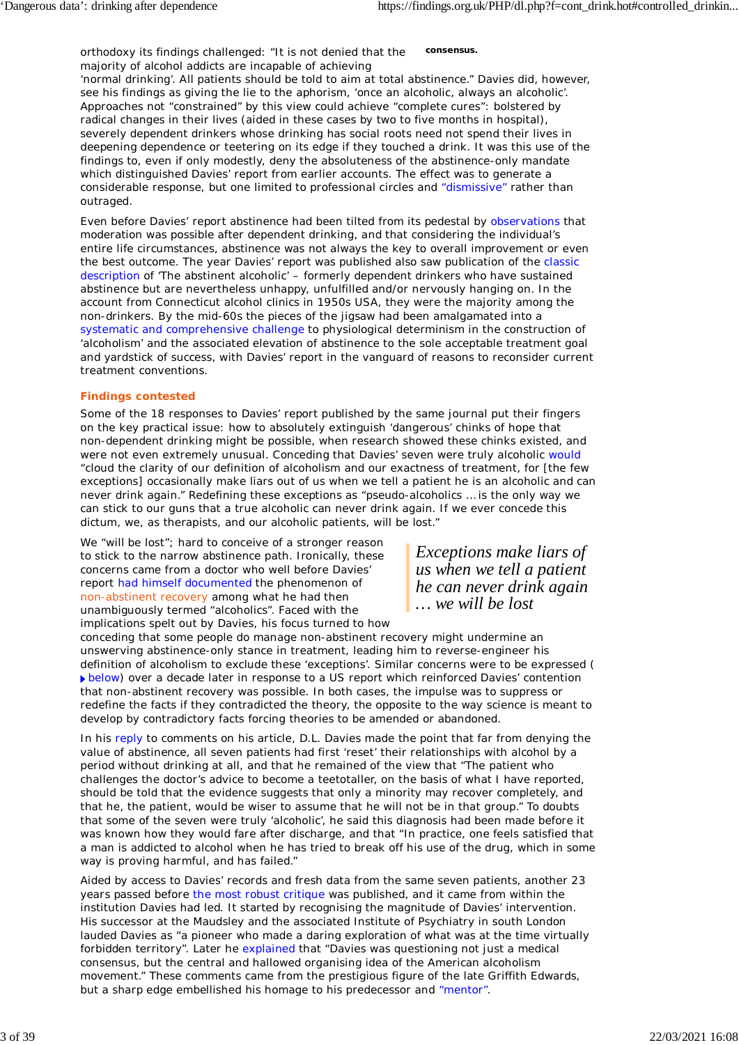orthodoxy its findings challenged: “It is not denied that the majority of alcohol addicts are incapable of achieving ‘normal drinking’. All patients should be told to aim at total abstinence.” Davies did, however, see his findings as giving the lie to the aphorism, ‘once an alcoholic, always an alcoholic’. Approaches not “constrained” by this view could achieve “complete cures”: bolstered by radical changes in their lives (aided in these cases by two to five months in hospital), severely dependent drinkers whose drinking has social roots need not spend their lives in deepening dependence or teetering on its edge if they touched a drink. It was this use of the findings to, even if only modestly, deny the absoluteness of the abstinence-only mandate which distinguished Davies’ report from earlier accounts. The effect was to generate a considerable response, but one limited to professional circles and “dismissive” rather than outraged.

**consensus.**

Even before Davies’ report abstinence had been tilted from its pedestal by observations that moderation was possible after dependent drinking, and that considering the individual’s entire life circumstances, abstinence was not always the key to overall improvement or even the best outcome. The year Davies’ report was published also saw publication of the classic description of ‘The abstinent alcoholic’ – formerly dependent drinkers who have sustained abstinence but are nevertheless unhappy, unfulfilled and/or nervously hanging on. In the account from Connecticut alcohol clinics in 1950s USA, they were the majority among the non-drinkers. By the mid-60s the pieces of the jigsaw had been amalgamated into a systematic and comprehensive challenge to physiological determinism in the construction of ‘alcoholism’ and the associated elevation of abstinence to the sole acceptable treatment goal and yardstick of success, with Davies’ report in the vanguard of reasons to reconsider current treatment conventions.

## Findings contested

Some of the 18 responses to Davies’ report published by the same journal put their fingers on the key practical issue: how to absolutely extinguish ‘dangerous’ chinks of hope that non-dependent drinking might be possible, when research showed these chinks existed, and were not even extremely unusual. Conceding that Davies’ seven were truly alcoholic would “cloud the clarity of our definition of alcoholism and our exactness of treatment, for [the few exceptions] occasionally make liars out of us when we tell a patient he is an alcoholic and can never drink again.” Redefining these exceptions as “pseudo-alcoholics … is the only way we can stick to our guns that a true alcoholic can never drink again. If we ever concede this dictum, we, as therapists, and our alcoholic patients, will be lost.”

> *Exceptions make liars of us when we tell a patient he can never drink again … we will be lost*

We “will be lost”; hard to conceive of a stronger reason to stick to the narrow abstinence path. Ironically, these concerns came from a doctor who well before Davies’ report had himself documented the phenomenon of non-abstinent recovery among what he had then unambiguously termed “alcoholics”. Faced with the implications spelt out by Davies, his focus turned to how conceding that some people do manage non-abstinent recovery might undermine an unswerving abstinence-only stance in treatment, leading him to reverse-engineer his definition of alcoholism to exclude these ‘exceptions’. Similar concerns were to be expressed ( ▸ below) over a decade later in response to a US report which reinforced Davies’ contention that non-abstinent recovery was possible. In both cases, the impulse was to suppress or redefine the facts if they contradicted the theory, the opposite to the way science is meant to develop by contradictory facts forcing theories to be amended or abandoned.

In his reply to comments on his article, D.L. Davies made the point that far from denying the value of abstinence, all seven patients had first ‘reset’ their relationships with alcohol by a period without drinking at all, and that he remained of the view that “The patient who challenges the doctor’s advice to become a teetotaller, on the basis of what I have reported, should be told that the evidence suggests that only a minority may recover completely, and that he, the patient, would be wiser to assume that he will not be in that group.” To doubts that some of the seven were truly ‘alcoholic’, he said this diagnosis had been made before it was known how they would fare after discharge, and that “In practice, one feels satisfied that a man is addicted to alcohol when he has tried to break off his use of the drug, which in some way is proving harmful, and has failed.”

Aided by access to Davies’ records and fresh data from the same seven patients, another 23 years passed before the most robust critique was published, and it came from within the institution Davies had led. It started by recognising the magnitude of Davies’ intervention. His successor at the Maudsley and the associated Institute of Psychiatry in south London lauded Davies as “a pioneer who made a daring exploration of what was at the time virtually forbidden territory”. Later he explained that “Davies was questioning not just a medical consensus, but the central and hallowed organising idea of the American alcoholism movement.” These comments came from the prestigious figure of the late Griffith Edwards, but a sharp edge embellished his homage to his predecessor and “mentor”.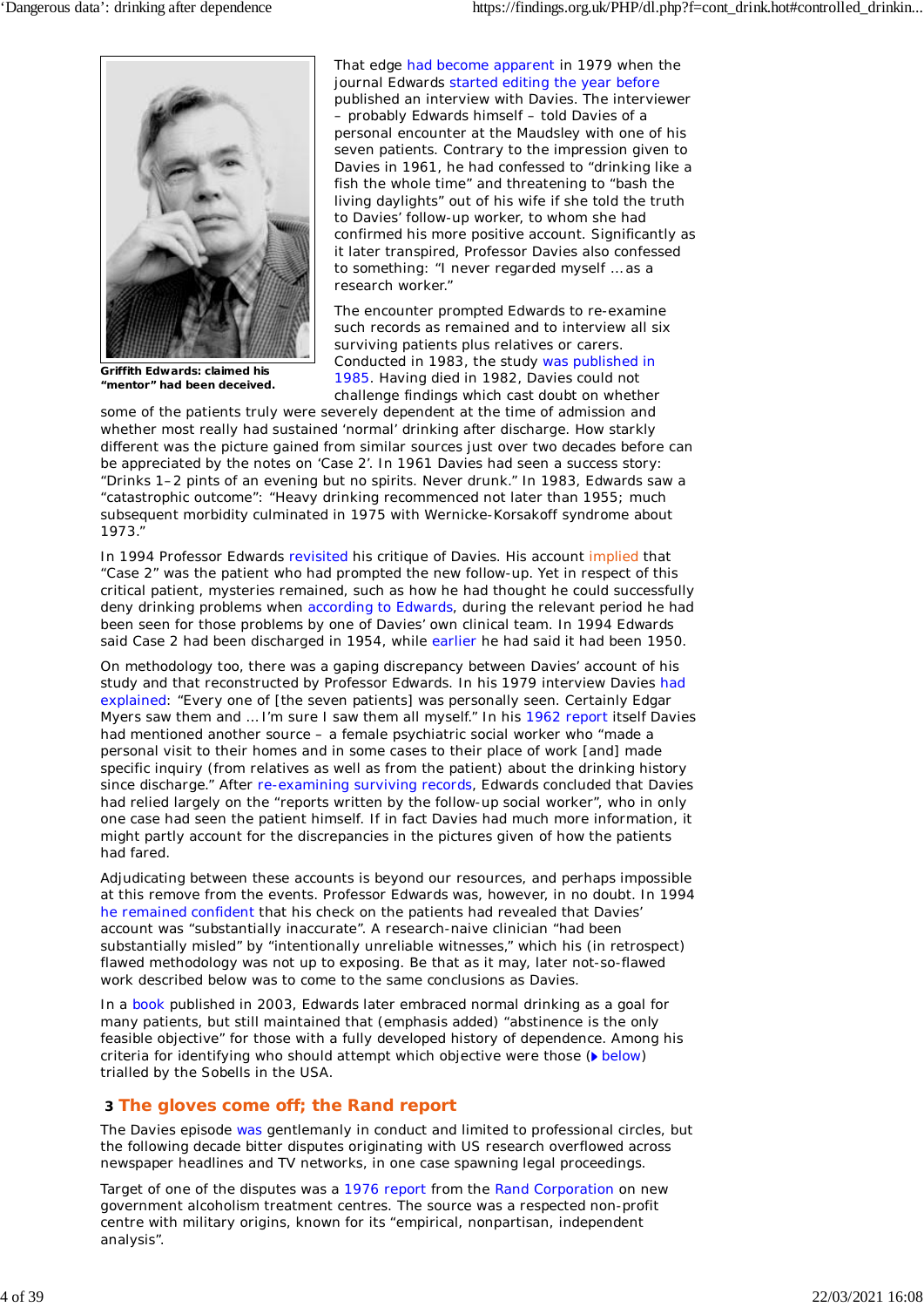Griffith Edwards: claimed his "mentor" had been deceived.

That edge had become apparent in 1979 when the journal Edwards started editing the year before published an interview with Davies. The interviewer – probably Edwards himself – told Davies of a personal encounter at the Maudsley with one of his seven patients. Contrary to the impression given to Davies in 1961, he had confessed to "drinking like a fish the whole time" and threatening to "bash the living daylights" out of his wife if she told the truth to Davies' follow-up worker, to whom she had confirmed his more positive account. Significantly as it later transpired, Professor Davies also confessed to something: "I never regarded myself … as a research worker."

The encounter prompted Edwards to re-examine such records as remained and to interview all six surviving patients plus relatives or carers. Conducted in 1983, the study was published in 1985. Having died in 1982, Davies could not challenge findings which cast doubt on whether some of the patients truly were severely dependent at the time of admission and whether most really had sustained 'normal' drinking after discharge. How starkly different was the picture gained from similar sources just over two decades before can be appreciated by the notes on 'Case 2'. In 1961 Davies had seen a success story: "Drinks 1–2 pints of an evening but no spirits. Never drunk." In 1983, Edwards saw a "catastrophic outcome": "Heavy drinking recommenced not later than 1955; much subsequent morbidity culminated in 1975 with Wernicke-Korsakoff syndrome about 1973."

In 1994 Professor Edwards revisited his critique of Davies. His account implied that "Case 2" was the patient who had prompted the new follow-up. Yet in respect of this critical patient, mysteries remained, such as how he had thought he could successfully deny drinking problems when according to Edwards, during the relevant period he had been seen for those problems by one of Davies' own clinical team. In 1994 Edwards said Case 2 had been discharged in 1954, while earlier he had said it had been 1950.

On methodology too, there was a gaping discrepancy between Davies' account of his study and that reconstructed by Professor Edwards. In his 1979 interview Davies had explained: "Every one of [the seven patients] was personally seen. Certainly Edgar Myers saw them and … I'm sure I saw them all myself." In his 1962 report itself Davies had mentioned another source – a female psychiatric social worker who "made a personal visit to their homes and in some cases to their place of work [and] made specific inquiry (from relatives as well as from the patient) about the drinking history since discharge." After re-examining surviving records, Edwards concluded that Davies had relied largely on the "reports written by the follow-up social worker", who in only one case had seen the patient himself. If in fact Davies had much more information, it might partly account for the discrepancies in the pictures given of how the patients had fared.

Adjudicating between these accounts is beyond our resources, and perhaps impossible at this remove from the events. Professor Edwards was, however, in no doubt. In 1994 he remained confident that his check on the patients had revealed that Davies' account was "substantially inaccurate". A research-naive clinician "had been substantially misled" by "intentionally unreliable witnesses," which his (in retrospect) flawed methodology was not up to exposing. Be that as it may, later not-so-flawed work described below was to come to the same conclusions as Davies.

In a book published in 2003, Edwards later embraced normal drinking as a goal for many patients, but still maintained that (emphasis added) "abstinence is the only feasible objective" for those with a fully developed history of dependence. Among his criteria for identifying who should attempt which objective were those (▸ below) trialled by the Sobells in the USA.

## 3 The gloves come off; the Rand report

The Davies episode was gentlemanly in conduct and limited to professional circles, but the following decade bitter disputes originating with US research overflowed across newspaper headlines and TV networks, in one case spawning legal proceedings.

Target of one of the disputes was a 1976 report from the Rand Corporation on new government alcoholism treatment centres. The source was a respected non-profit centre with military origins, known for its "empirical, nonpartisan, independent analysis".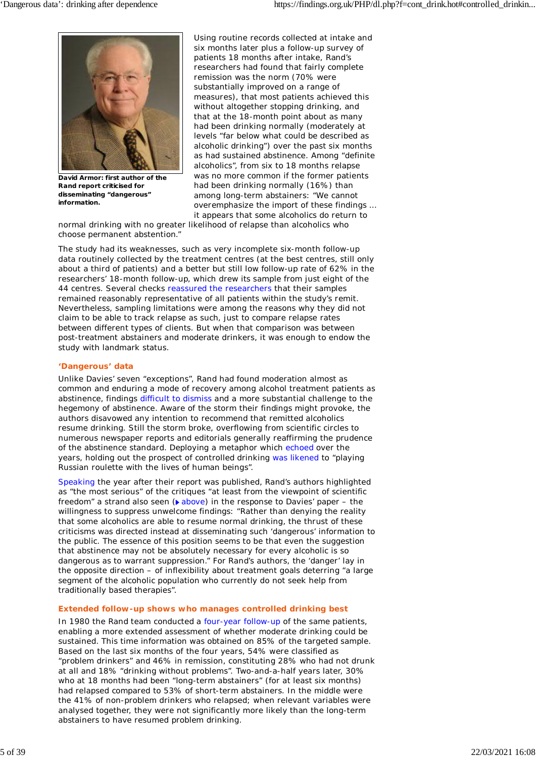**David Armor: first author of the Rand report criticised for disseminating "dangerous" information.**

Using routine records collected at intake and six months later plus a follow-up survey of patients 18 months after intake, Rand's researchers had found that fairly complete remission was the norm (70% were substantially improved on a range of measures), that most patients achieved this without altogether stopping drinking, and that at the 18-month point about as many had been drinking normally (moderately at levels "far below what could be described as alcoholic drinking") over the past six months as had sustained abstinence. Among "definite alcoholics", from six to 18 months relapse was no more common if the former patients had been drinking normally (16%) than among long-term abstainers: "We cannot overemphasize the import of these findings ... it appears that some alcoholics do return to normal drinking with no greater likelihood of relapse than alcoholics who choose permanent abstention."

The study had its weaknesses, such as very incomplete six-month follow-up data routinely collected by the treatment centres (at the best centres, still only about a third of patients) and a better but still low follow-up rate of 62% in the researchers' 18-month follow-up, which drew its sample from just eight of the 44 centres. Several checks reassured the researchers that their samples remained reasonably representative of all patients within the study's remit. Nevertheless, sampling limitations were among the reasons why they did not claim to be able to track relapse as such, just to compare relapse rates between different types of clients. But when that comparison was between post-treatment abstainers and moderate drinkers, it was enough to endow the study with landmark status.

## 'Dangerous' data

Unlike Davies' seven "exceptions", Rand had found moderation almost as common and enduring a mode of recovery among alcohol treatment patients as abstinence, findings difficult to dismiss and a more substantial challenge to the hegemony of abstinence. Aware of the storm their findings might provoke, the authors disavowed any intention to recommend that remitted alcoholics resume drinking. Still the storm broke, overflowing from scientific circles to numerous newspaper reports and editorials generally reaffirming the prudence of the abstinence standard. Deploying a metaphor which echoed over the years, holding out the prospect of controlled drinking was likened to "playing Russian roulette with the lives of human beings".

Speaking the year after their report was published, Rand's authors highlighted as "the most serious" of the critiques "at least from the viewpoint of scientific freedom" a strand also seen (▶ above) in the response to Davies' paper – the willingness to suppress unwelcome findings: "Rather than denying the reality that some alcoholics are able to resume normal drinking, the thrust of these criticisms was directed instead at disseminating such 'dangerous' information to the public. The essence of this position seems to be that even the suggestion that abstinence may not be absolutely necessary for every alcoholic is so dangerous as to warrant suppression." For Rand's authors, the 'danger' lay in the opposite direction – of inflexibility about treatment goals deterring "a large segment of the alcoholic population who currently do not seek help from traditionally based therapies".

## Extended follow-up shows who manages controlled drinking best

In 1980 the Rand team conducted a four-year follow-up of the same patients, enabling a more extended assessment of whether moderate drinking could be sustained. This time information was obtained on 85% of the targeted sample. Based on the last six months of the four years, 54% were classified as "problem drinkers" and 46% in remission, constituting 28% who had not drunk at all and 18% "drinking without problems". Two-and-a-half years later, 30% who at 18 months had been "long-term abstainers" (for at least six months) had relapsed compared to 53% of short-term abstainers. In the middle were the 41% of non-problem drinkers who relapsed; when relevant variables were analysed together, they were not significantly more likely than the long-term abstainers to have resumed problem drinking.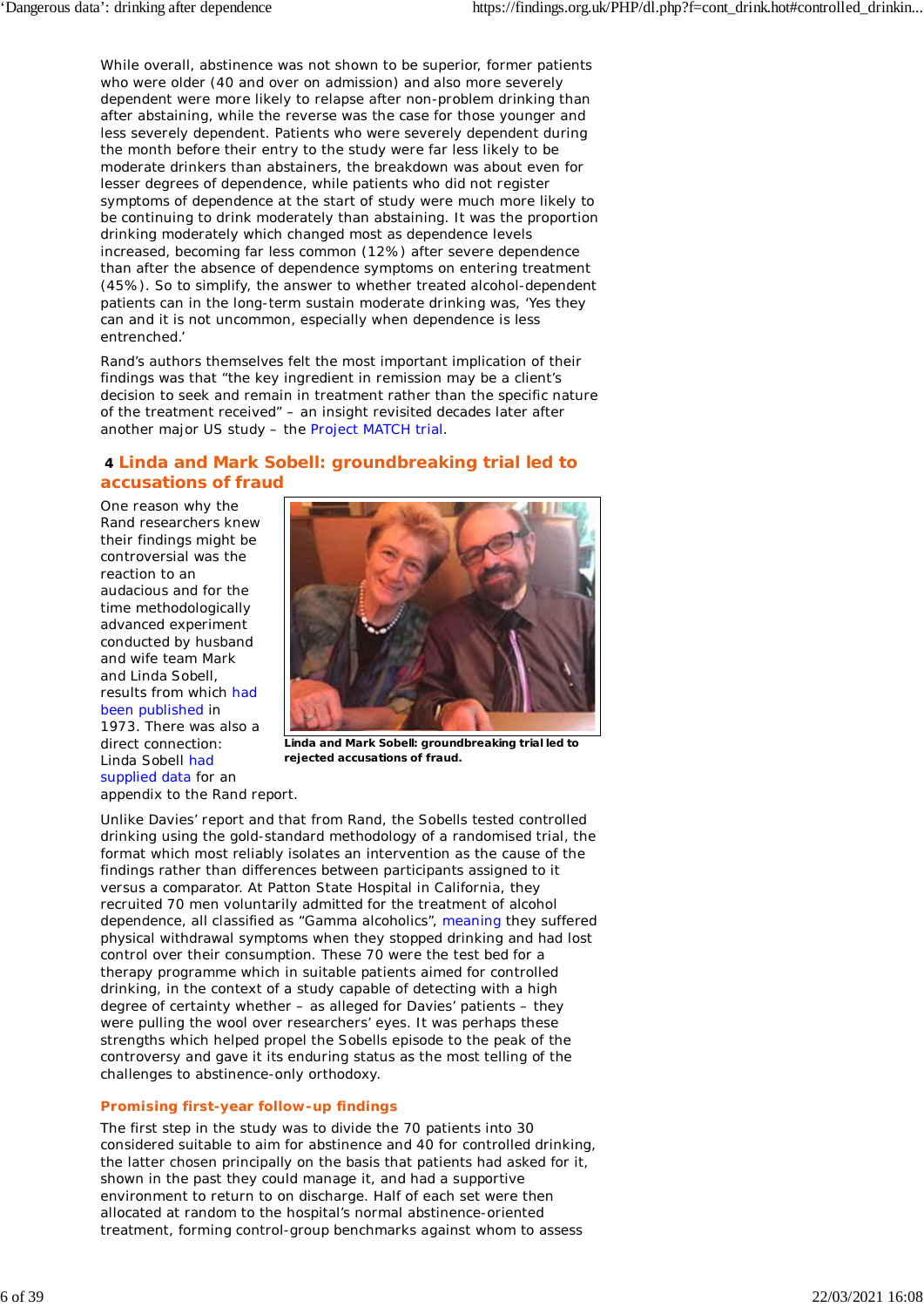While overall, abstinence was not shown to be superior, former patients who were older (40 and over on admission) and also more severely dependent were more likely to relapse after non-problem drinking than after abstaining, while the reverse was the case for those younger and less severely dependent. Patients who were severely dependent during the month before their entry to the study were far less likely to be moderate drinkers than abstainers, the breakdown was about even for lesser degrees of dependence, while patients who did not register symptoms of dependence at the start of study were much more likely to be continuing to drink moderately than abstaining. It was the proportion drinking moderately which changed most as dependence levels increased, becoming far less common (12%) after severe dependence than after the absence of dependence symptoms on entering treatment (45%). So to simplify, the answer to whether treated alcohol-dependent patients can in the long-term sustain moderate drinking was, 'Yes they can and it is not uncommon, especially when dependence is less entrenched.'

Rand's authors themselves felt the most important implication of their findings was that "the key ingredient in remission may be a client's decision to seek and remain in treatment rather than the specific nature of the treatment received" – an insight revisited decades later after another major US study – the Project MATCH trial.

## 4 Linda and Mark Sobell: groundbreaking trial led to accusations of fraud

One reason why the Rand researchers knew their findings might be controversial was the reaction to an audacious and for the time methodologically advanced experiment conducted by husband and wife team Mark and Linda Sobell, results from which had been published in 1973. There was also a direct connection: Linda Sobell had supplied data for an appendix to the Rand report.

**Linda and Mark Sobell: groundbreaking trial led to rejected accusations of fraud.**

Unlike Davies' report and that from Rand, the Sobells tested controlled drinking using the gold-standard methodology of a randomised trial, the format which most reliably isolates an intervention as the cause of the findings rather than differences between participants assigned to it versus a comparator. At Patton State Hospital in California, they recruited 70 men voluntarily admitted for the treatment of alcohol dependence, all classified as "Gamma alcoholics", meaning they suffered physical withdrawal symptoms when they stopped drinking and had lost control over their consumption. These 70 were the test bed for a therapy programme which in suitable patients aimed for controlled drinking, in the context of a study capable of detecting with a high degree of certainty whether – as alleged for Davies' patients – they were pulling the wool over researchers' eyes. It was perhaps these strengths which helped propel the Sobells episode to the peak of the controversy and gave it its enduring status as the most telling of the challenges to abstinence-only orthodoxy.

### Promising first-year follow-up findings

The first step in the study was to divide the 70 patients into 30 considered suitable to aim for abstinence and 40 for controlled drinking, the latter chosen principally on the basis that patients had asked for it, shown in the past they could manage it, and had a supportive environment to return to on discharge. Half of each set were then allocated at random to the hospital's normal abstinence-oriented treatment, forming control-group benchmarks against whom to assess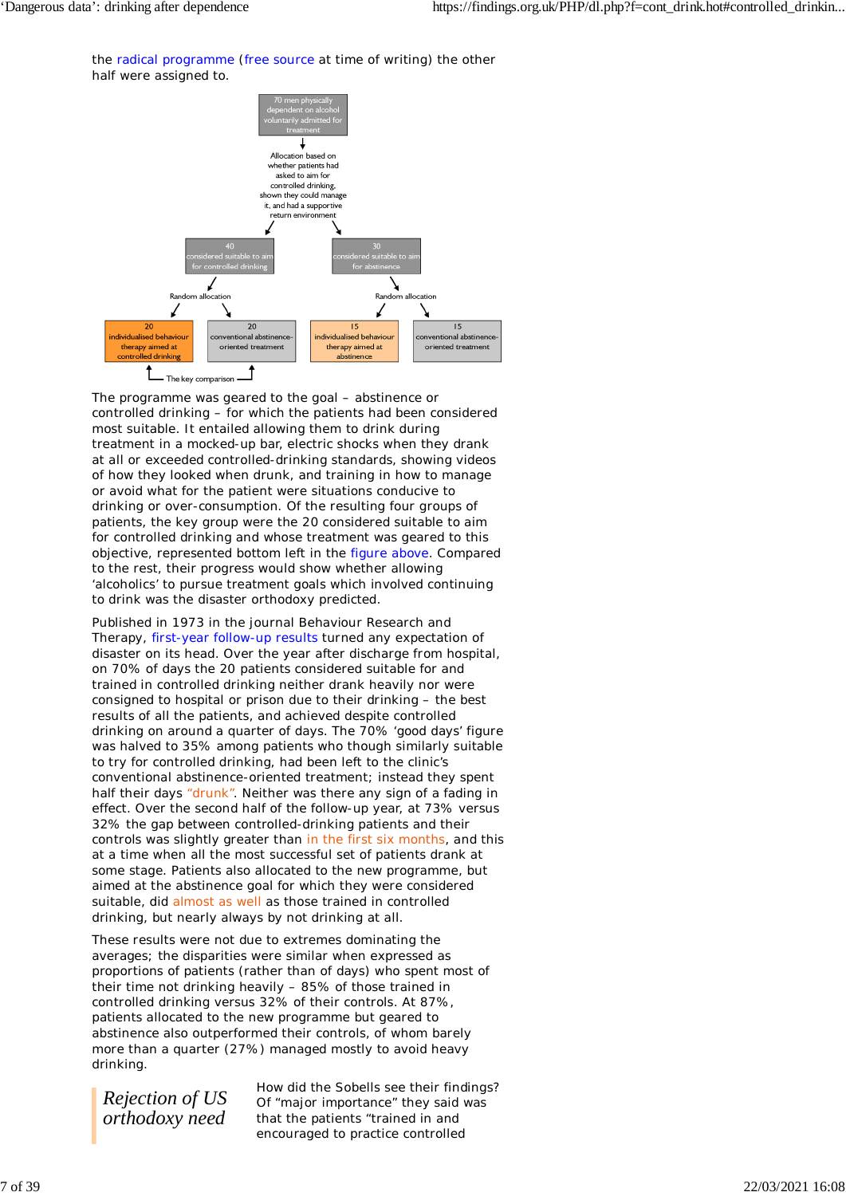the radical programme (free source at time of writing) the other half were assigned to.

70 men physically dependent on alcohol voluntarily admitted for treatment

Allocation based on whether patients had asked to aim for controlled drinking, shown they could manage it, and had a supportive return environment

40 considered suitable to aim for controlled drinking

30 considered suitable to aim for abstinence

Random allocation

Random allocation

20 individualised behaviour therapy aimed at controlled drinking

20 conventional abstinence-oriented treatment

15 individualised behaviour therapy aimed at abstinence

15 conventional abstinence-oriented treatment

The key comparison

The programme was geared to the goal – abstinence or controlled drinking – for which the patients had been considered most suitable. It entailed allowing them to drink during treatment in a mocked-up bar, electric shocks when they drank at all or exceeded controlled-drinking standards, showing videos of how they looked when drunk, and training in how to manage or avoid what for the patient were situations conducive to drinking or over-consumption. Of the resulting four groups of patients, the key group were the 20 considered suitable to aim for controlled drinking and whose treatment was geared to this objective, represented bottom left in the figure above. Compared to the rest, their progress would show whether allowing 'alcoholics' to pursue treatment goals which involved continuing to drink was the disaster orthodoxy predicted.

Published in 1973 in the journal Behaviour Research and Therapy, first-year follow-up results turned any expectation of disaster on its head. Over the year after discharge from hospital, on 70% of days the 20 patients considered suitable for and trained in controlled drinking neither drank heavily nor were consigned to hospital or prison due to their drinking – the best results of all the patients, and achieved despite controlled drinking on around a quarter of days. The 70% 'good days' figure was halved to 35% among patients who though similarly suitable to try for controlled drinking, had been left to the clinic's conventional abstinence-oriented treatment; instead they spent half their days "drunk". Neither was there any sign of a fading in effect. Over the second half of the follow-up year, at 73% versus 32% the gap between controlled-drinking patients and their controls was slightly greater than in the first six months, and this at a time when all the most successful set of patients drank at some stage. Patients also allocated to the new programme, but aimed at the abstinence goal for which they were considered suitable, did almost as well as those trained in controlled drinking, but nearly always by not drinking at all.

These results were not due to extremes dominating the averages; the disparities were similar when expressed as proportions of patients (rather than of days) who spent most of their time not drinking heavily – 85% of those trained in controlled drinking versus 32% of their controls. At 87%, patients allocated to the new programme but geared to abstinence also outperformed their controls, of whom barely more than a quarter (27%) managed mostly to avoid heavy drinking.

## *Rejection of US orthodoxy need*

How did the Sobells see their findings? Of "major importance" they said was that the patients "trained in and encouraged to practice controlled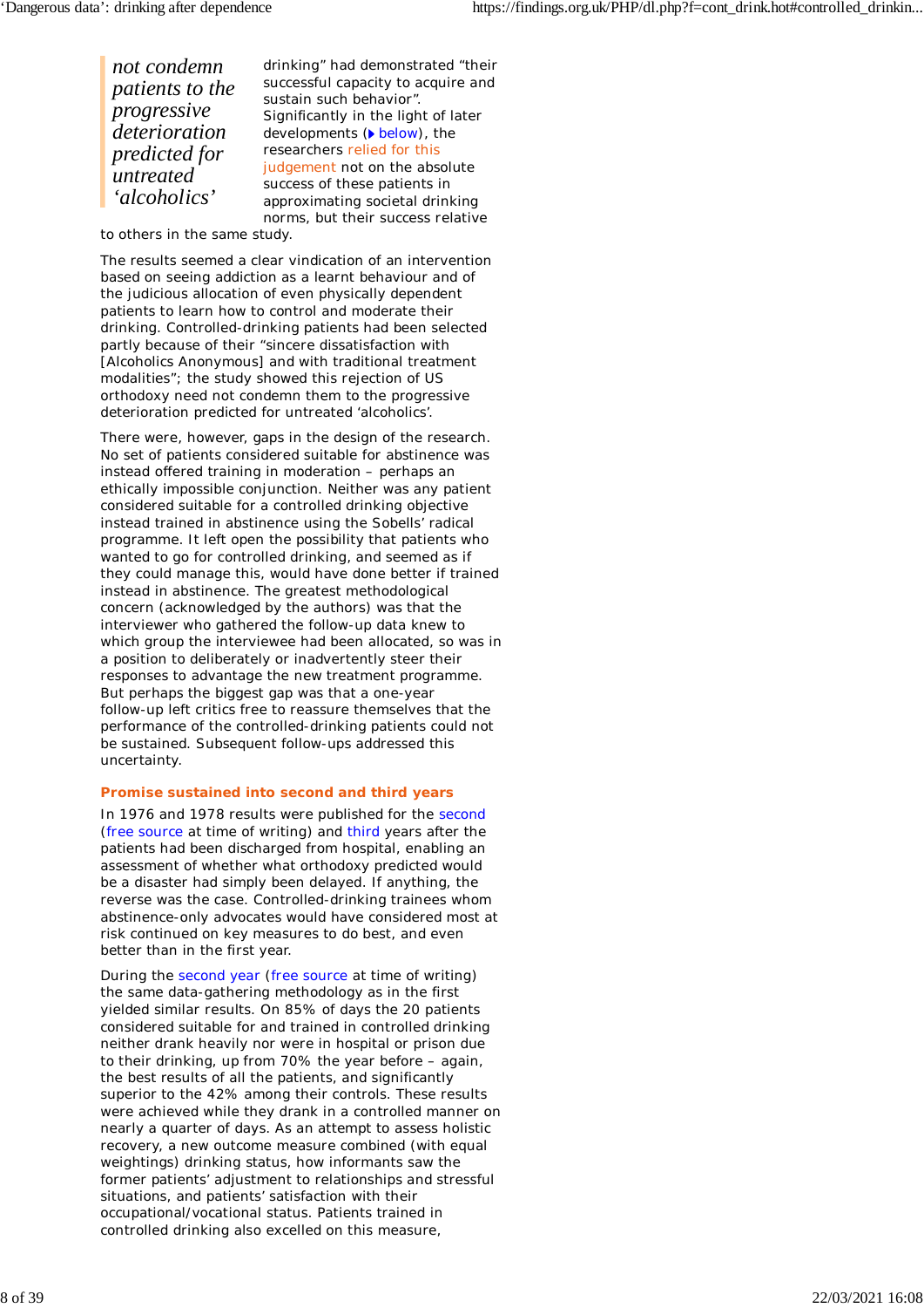> *not condemn patients to the progressive deterioration predicted for untreated 'alcoholics'*

drinking" had demonstrated "their successful capacity to acquire and sustain such behavior". Significantly in the light of later developments (▸ below), the researchers relied for this judgement not on the absolute success of these patients in approximating societal drinking norms, but their success relative to others in the same study.

The results seemed a clear vindication of an intervention based on seeing addiction as a learnt behaviour and of the judicious allocation of even physically dependent patients to learn how to control and moderate their drinking. Controlled-drinking patients had been selected partly because of their "sincere dissatisfaction with [Alcoholics Anonymous] and with traditional treatment modalities"; the study showed this rejection of US orthodoxy need not condemn them to the progressive deterioration predicted for untreated 'alcoholics'.

There were, however, gaps in the design of the research. No set of patients considered suitable for abstinence was instead offered training in moderation – perhaps an ethically impossible conjunction. Neither was any patient considered suitable for a controlled drinking objective instead trained in abstinence using the Sobells' radical programme. It left open the possibility that patients who wanted to go for controlled drinking, and seemed as if they could manage this, would have done better if trained instead in abstinence. The greatest methodological concern (acknowledged by the authors) was that the interviewer who gathered the follow-up data knew to which group the interviewee had been allocated, so was in a position to deliberately or inadvertently steer their responses to advantage the new treatment programme. But perhaps the biggest gap was that a one-year follow-up left critics free to reassure themselves that the performance of the controlled-drinking patients could not be sustained. Subsequent follow-ups addressed this uncertainty.

### Promise sustained into second and third years

In 1976 and 1978 results were published for the second (free source at time of writing) and third years after the patients had been discharged from hospital, enabling an assessment of whether what orthodoxy predicted would be a disaster had simply been delayed. If anything, the reverse was the case. Controlled-drinking trainees whom abstinence-only advocates would have considered most at risk continued on key measures to do best, and even better than in the first year.

During the second year (free source at time of writing) the same data-gathering methodology as in the first yielded similar results. On 85% of days the 20 patients considered suitable for and trained in controlled drinking neither drank heavily nor were in hospital or prison due to their drinking, up from 70% the year before – again, the best results of all the patients, and significantly superior to the 42% among their controls. These results were achieved while they drank in a controlled manner on nearly a quarter of days. As an attempt to assess holistic recovery, a new outcome measure combined (with equal weightings) drinking status, how informants saw the former patients' adjustment to relationships and stressful situations, and patients' satisfaction with their occupational/vocational status. Patients trained in controlled drinking also excelled on this measure,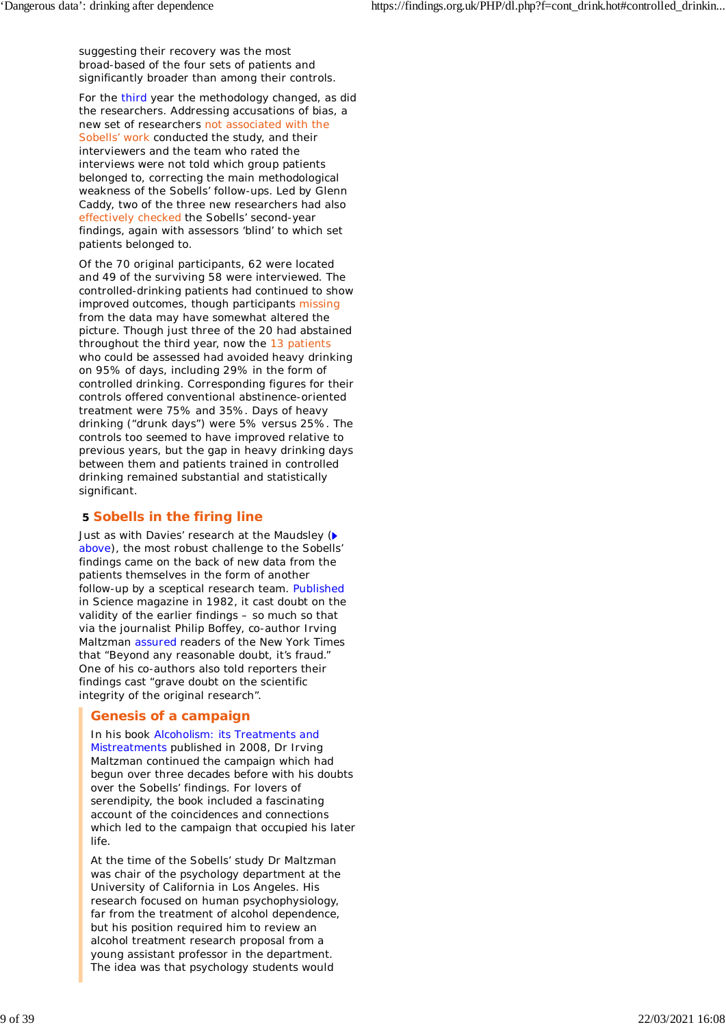suggesting their recovery was the most broad-based of the four sets of patients and significantly broader than among their controls.

For the third year the methodology changed, as did the researchers. Addressing accusations of bias, a new set of researchers not associated with the Sobells' work conducted the study, and their interviewers and the team who rated the interviews were not told which group patients belonged to, correcting the main methodological weakness of the Sobells' follow-ups. Led by Glenn Caddy, two of the three new researchers had also effectively checked the Sobells' second-year findings, again with assessors 'blind' to which set patients belonged to.

Of the 70 original participants, 62 were located and 49 of the surviving 58 were interviewed. The controlled-drinking patients had continued to show improved outcomes, though participants missing from the data may have somewhat altered the picture. Though just three of the 20 had abstained throughout the third year, now the 13 patients who could be assessed had avoided heavy drinking on 95% of days, including 29% in the form of controlled drinking. Corresponding figures for their controls offered conventional abstinence-oriented treatment were 75% and 35%. Days of heavy drinking ("drunk days") were 5% versus 25%. The controls too seemed to have improved relative to previous years, but the gap in heavy drinking days between them and patients trained in controlled drinking remained substantial and statistically significant.

## 5 Sobells in the firing line

Just as with Davies' research at the Maudsley (▸ above), the most robust challenge to the Sobells' findings came on the back of new data from the patients themselves in the form of another follow-up by a sceptical research team. Published in Science magazine in 1982, it cast doubt on the validity of the earlier findings – so much so that via the journalist Philip Boffey, co-author Irving Maltzman assured readers of the New York Times that "Beyond any reasonable doubt, it's fraud." One of his co-authors also told reporters their findings cast "grave doubt on the scientific integrity of the original research".

### Genesis of a campaign

In his book Alcoholism: its Treatments and Mistreatments published in 2008, Dr Irving Maltzman continued the campaign which had begun over three decades before with his doubts over the Sobells' findings. For lovers of serendipity, the book included a fascinating account of the coincidences and connections which led to the campaign that occupied his later life.

At the time of the Sobells' study Dr Maltzman was chair of the psychology department at the University of California in Los Angeles. His research focused on human psychophysiology, far from the treatment of alcohol dependence, but his position required him to review an alcohol treatment research proposal from a young assistant professor in the department. The idea was that psychology students would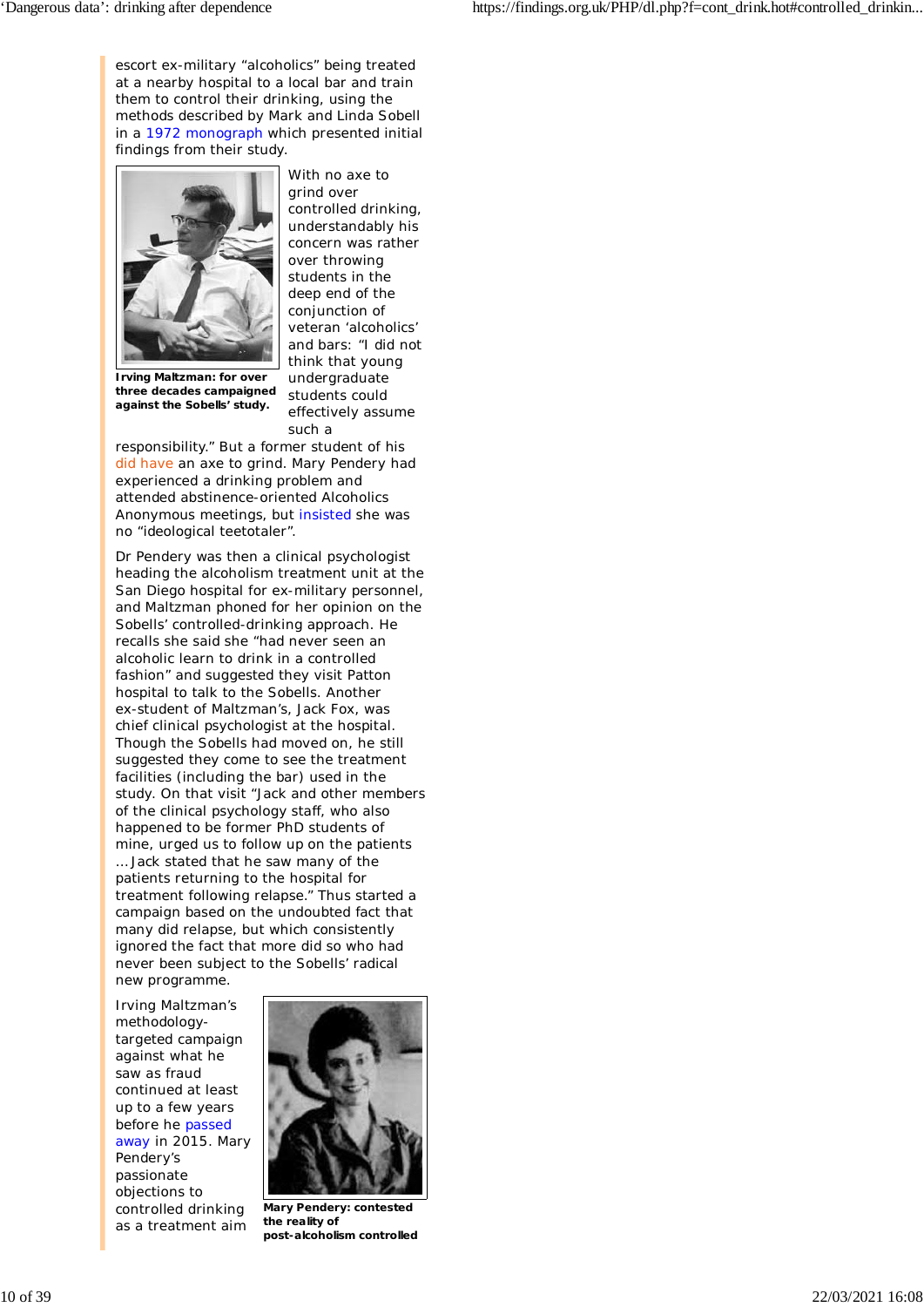escort ex-military "alcoholics" being treated at a nearby hospital to a local bar and train them to control their drinking, using the methods described by Mark and Linda Sobell in a 1972 monograph which presented initial findings from their study.

**Irving Maltzman: for over three decades campaigned against the Sobells' study.**

With no axe to grind over controlled drinking, understandably his concern was rather over throwing students in the deep end of the conjunction of veteran 'alcoholics' and bars: "I did not think that young undergraduate students could effectively assume such a responsibility." But a former student of his did have an axe to grind. Mary Pendery had experienced a drinking problem and attended abstinence-oriented Alcoholics Anonymous meetings, but insisted she was no "ideological teetotaler".

Dr Pendery was then a clinical psychologist heading the alcoholism treatment unit at the San Diego hospital for ex-military personnel, and Maltzman phoned for her opinion on the Sobells' controlled-drinking approach. He recalls she said she "had never seen an alcoholic learn to drink in a controlled fashion" and suggested they visit Patton hospital to talk to the Sobells. Another ex-student of Maltzman's, Jack Fox, was chief clinical psychologist at the hospital. Though the Sobells had moved on, he still suggested they come to see the treatment facilities (including the bar) used in the study. On that visit "Jack and other members of the clinical psychology staff, who also happened to be former PhD students of mine, urged us to follow up on the patients ... Jack stated that he saw many of the patients returning to the hospital for treatment following relapse." Thus started a campaign based on the undoubted fact that many did relapse, but which consistently ignored the fact that more did so who had never been subject to the Sobells' radical new programme.

Irving Maltzman's methodology-targeted campaign against what he saw as fraud continued at least up to a few years before he passed away in 2015. Mary Pendery's passionate objections to controlled drinking as a treatment aim

**Mary Pendery: contested the reality of post-alcoholism controlled**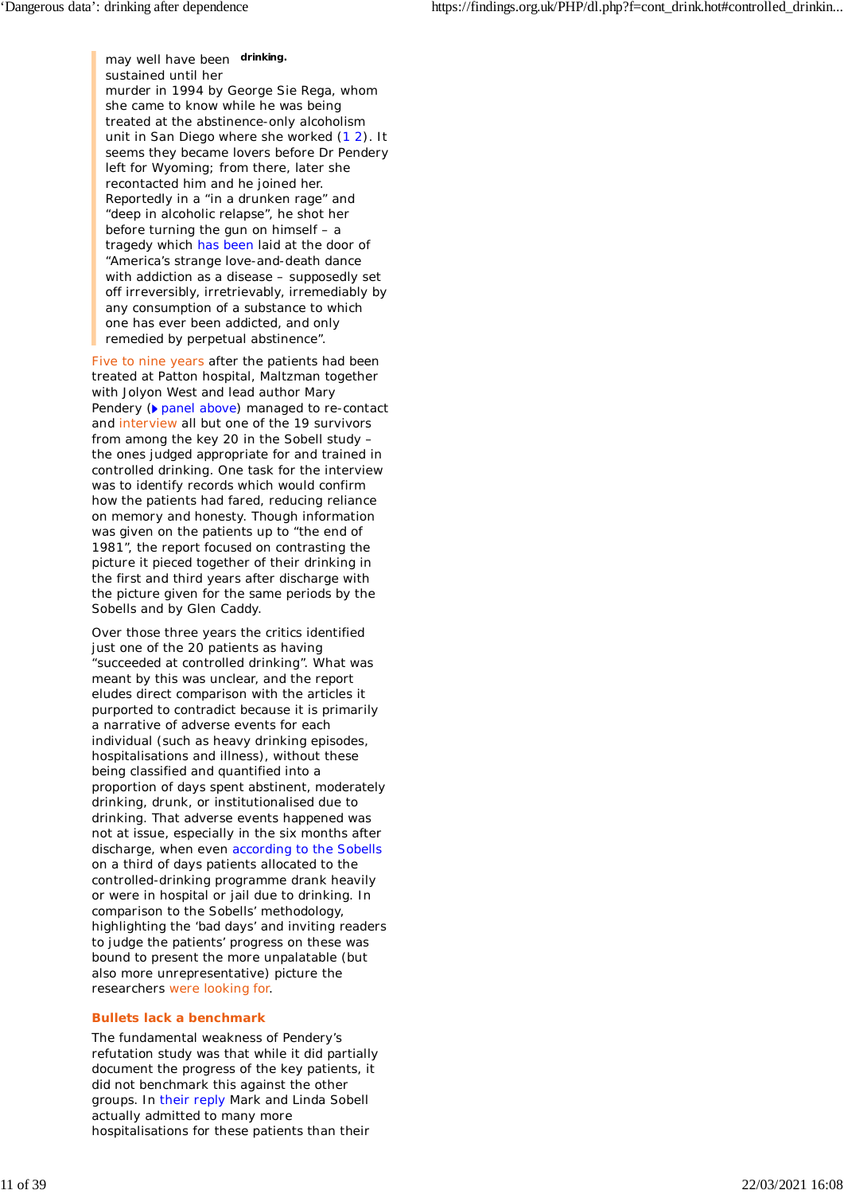> may well have been sustained until her murder in 1994 by George Sie Rega, whom she came to know while he was being treated at the abstinence-only alcoholism unit in San Diego where she worked (1 2). It seems they became lovers before Dr Pendery left for Wyoming; from there, later she recontacted him and he joined her. Reportedly in a "in a drunken rage" and "deep in alcoholic relapse", he shot her before turning the gun on himself – a tragedy which has been laid at the door of "America's strange love-and-death dance with addiction as a disease – supposedly set off irreversibly, irretrievably, irremediably by any consumption of a substance to which one has ever been addicted, and only remedied by perpetual abstinence".

Five to nine years after the patients had been treated at Patton hospital, Maltzman together with Jolyon West and lead author Mary Pendery (panel above) managed to re-contact and interview all but one of the 19 survivors from among the key 20 in the Sobell study – the ones judged appropriate for and trained in controlled drinking. One task for the interview was to identify records which would confirm how the patients had fared, reducing reliance on memory and honesty. Though information was given on the patients up to "the end of 1981", the report focused on contrasting the picture it pieced together of their drinking in the first and third years after discharge with the picture given for the same periods by the Sobells and by Glen Caddy.

Over those three years the critics identified just one of the 20 patients as having "succeeded at controlled drinking". What was meant by this was unclear, and the report eludes direct comparison with the articles it purported to contradict because it is primarily a narrative of adverse events for each individual (such as heavy drinking episodes, hospitalisations and illness), without these being classified and quantified into a proportion of days spent abstinent, moderately drinking, drunk, or institutionalised due to drinking. That adverse events happened was not at issue, especially in the six months after discharge, when even according to the Sobells on a third of days patients allocated to the controlled-drinking programme drank heavily or were in hospital or jail due to drinking. In comparison to the Sobells' methodology, highlighting the 'bad days' and inviting readers to judge the patients' progress on these was bound to present the more unpalatable (but also more unrepresentative) picture the researchers were looking for.

### Bullets lack a benchmark

The fundamental weakness of Pendery's refutation study was that while it did partially document the progress of the key patients, it did not benchmark this against the other groups. In their reply Mark and Linda Sobell actually admitted to many more hospitalisations for these patients than their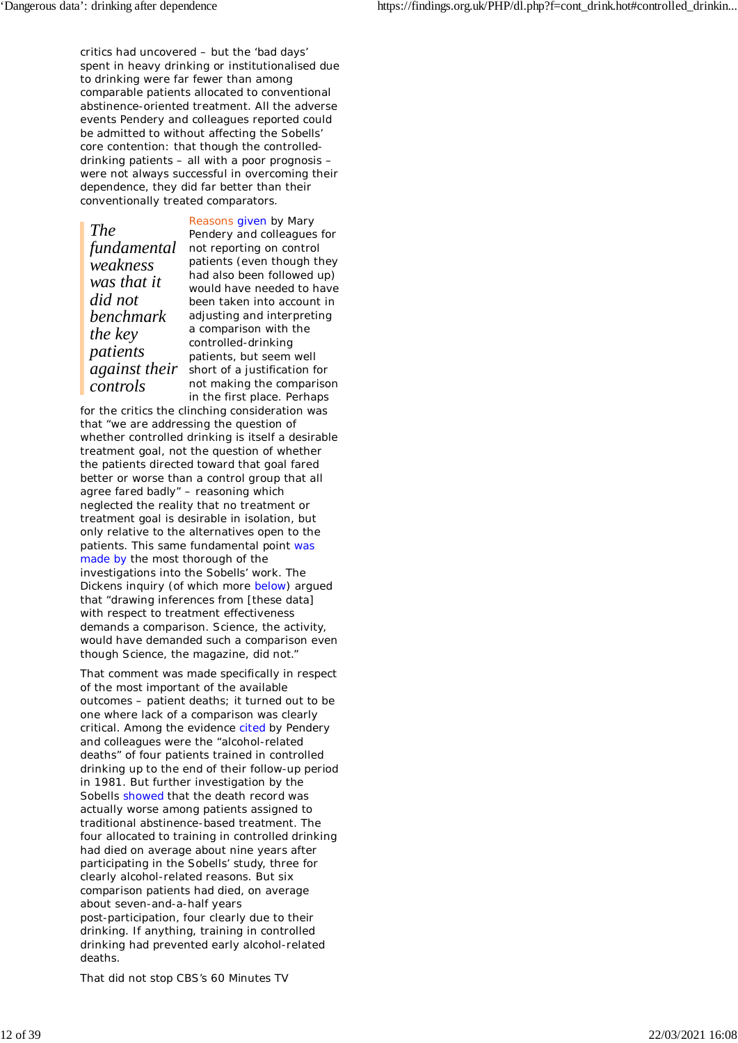critics had uncovered – but the 'bad days' spent in heavy drinking or institutionalised due to drinking were far fewer than among comparable patients allocated to conventional abstinence-oriented treatment. All the adverse events Pendery and colleagues reported could be admitted to without affecting the Sobells' core contention: that though the controlled-drinking patients – all with a poor prognosis – were not always successful in overcoming their dependence, they did far better than their conventionally treated comparators.

> *The fundamental weakness was that it did not benchmark the key patients against their controls*

Reasons given by Mary Pendery and colleagues for not reporting on control patients (even though they had also been followed up) would have needed to have been taken into account in adjusting and interpreting a comparison with the controlled-drinking patients, but seem well short of a justification for not making the comparison in the first place. Perhaps for the critics the clinching consideration was that "we are addressing the question of whether controlled drinking is itself a desirable treatment goal, not the question of whether the patients directed toward that goal fared better or worse than a control group that all agree fared badly" – reasoning which neglected the reality that no treatment or treatment goal is desirable in isolation, but only relative to the alternatives open to the patients. This same fundamental point was made by the most thorough of the investigations into the Sobells' work. The Dickens inquiry (of which more below) argued that "drawing inferences from [these data] with respect to treatment effectiveness demands a comparison. Science, the activity, would have demanded such a comparison even though Science, the magazine, did not."

That comment was made specifically in respect of the most important of the available outcomes – patient deaths; it turned out to be one where lack of a comparison was clearly critical. Among the evidence cited by Pendery and colleagues were the "alcohol-related deaths" of four patients trained in controlled drinking up to the end of their follow-up period in 1981. But further investigation by the Sobells showed that the death record was actually worse among patients assigned to traditional abstinence-based treatment. The four allocated to training in controlled drinking had died on average about nine years after participating in the Sobells' study, three for clearly alcohol-related reasons. But six comparison patients had died, on average about seven-and-a-half years post-participation, four clearly due to their drinking. If anything, training in controlled drinking had prevented early alcohol-related deaths.

That did not stop CBS's 60 Minutes TV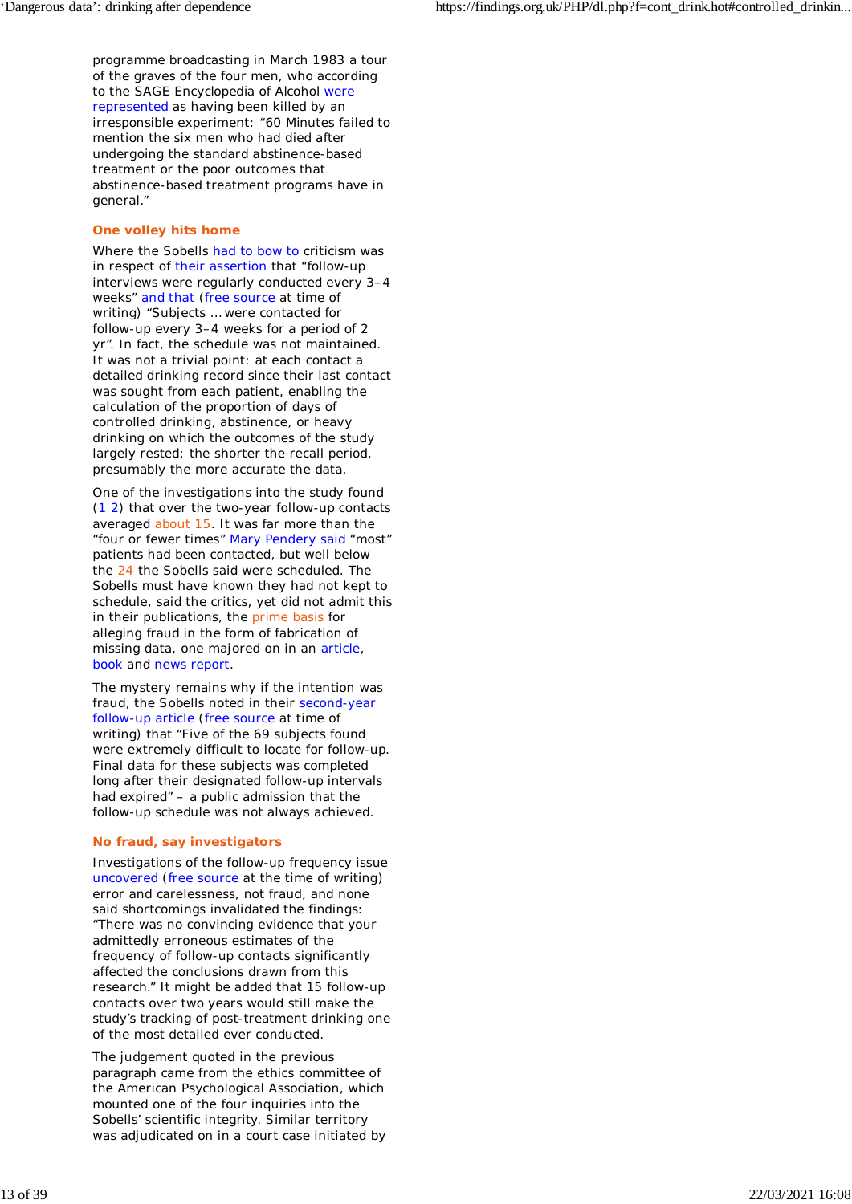programme broadcasting in March 1983 a tour of the graves of the four men, who according to the SAGE Encyclopedia of Alcohol were represented as having been killed by an irresponsible experiment: “60 Minutes failed to mention the six men who had died after undergoing the standard abstinence-based treatment or the poor outcomes that abstinence-based treatment programs have in general.”

### One volley hits home

Where the Sobells had to bow to criticism was in respect of their assertion that “follow-up interviews were regularly conducted every 3–4 weeks” and that (free source at time of writing) “Subjects ... were contacted for follow-up every 3–4 weeks for a period of 2 yr”. In fact, the schedule was not maintained. It was not a trivial point: at each contact a detailed drinking record since their last contact was sought from each patient, enabling the calculation of the proportion of days of controlled drinking, abstinence, or heavy drinking on which the outcomes of the study largely rested; the shorter the recall period, presumably the more accurate the data.

One of the investigations into the study found (1 2) that over the two-year follow-up contacts averaged about 15. It was far more than the “four or fewer times” Mary Pendery said “most” patients had been contacted, but well below the 24 the Sobells said were scheduled. The Sobells must have known they had not kept to schedule, said the critics, yet did not admit this in their publications, the prime basis for alleging fraud in the form of fabrication of missing data, one majored on in an article, book and news report.

The mystery remains why if the intention was fraud, the Sobells noted in their second-year follow-up article (free source at time of writing) that “Five of the 69 subjects found were extremely difficult to locate for follow-up. Final data for these subjects was completed long after their designated follow-up intervals had expired” – a public admission that the follow-up schedule was not always achieved.

### No fraud, say investigators

Investigations of the follow-up frequency issue uncovered (free source at the time of writing) error and carelessness, not fraud, and none said shortcomings invalidated the findings: “There was no convincing evidence that your admittedly erroneous estimates of the frequency of follow-up contacts significantly affected the conclusions drawn from this research.” It might be added that 15 follow-up contacts over two years would still make the study’s tracking of post-treatment drinking one of the most detailed ever conducted.

The judgement quoted in the previous paragraph came from the ethics committee of the American Psychological Association, which mounted one of the four inquiries into the Sobells’ scientific integrity. Similar territory was adjudicated on in a court case initiated by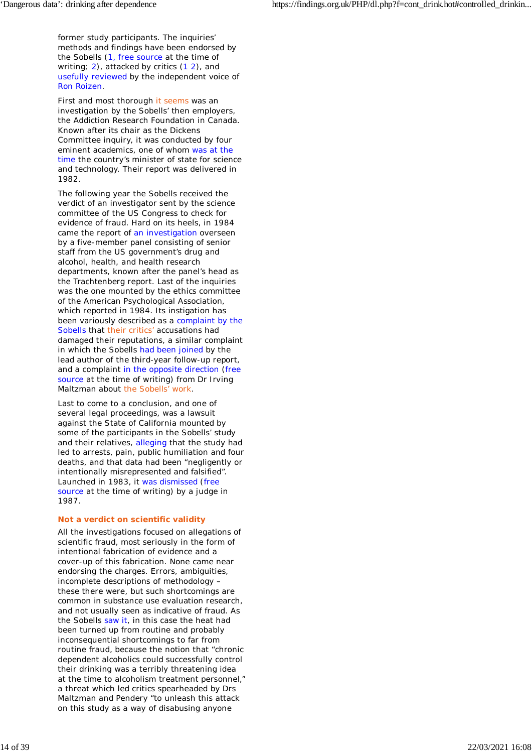former study participants. The inquiries' methods and findings have been endorsed by the Sobells (1, free source at the time of writing; 2), attacked by critics (1 2), and usefully reviewed by the independent voice of Ron Roizen.

First and most thorough it seems was an investigation by the Sobells' then employers, the Addiction Research Foundation in Canada. Known after its chair as the Dickens Committee inquiry, it was conducted by four eminent academics, one of whom was at the time the country's minister of state for science and technology. Their report was delivered in 1982.

The following year the Sobells received the verdict of an investigator sent by the science committee of the US Congress to check for evidence of fraud. Hard on its heels, in 1984 came the report of an investigation overseen by a five-member panel consisting of senior staff from the US government's drug and alcohol, health, and health research departments, known after the panel's head as the Trachtenberg report. Last of the inquiries was the one mounted by the ethics committee of the American Psychological Association, which reported in 1984. Its instigation has been variously described as a complaint by the Sobells that their critics' accusations had damaged their reputations, a similar complaint in which the Sobells had been joined by the lead author of the third-year follow-up report, and a complaint in the opposite direction (free source at the time of writing) from Dr Irving Maltzman about the Sobells' work.

Last to come to a conclusion, and one of several legal proceedings, was a lawsuit against the State of California mounted by some of the participants in the Sobells' study and their relatives, alleging that the study had led to arrests, pain, public humiliation and four deaths, and that data had been "negligently or intentionally misrepresented and falsified". Launched in 1983, it was dismissed (free source at the time of writing) by a judge in 1987.

### Not a verdict on scientific validity

All the investigations focused on allegations of scientific fraud, most seriously in the form of intentional fabrication of evidence and a cover-up of this fabrication. None came near endorsing the charges. Errors, ambiguities, incomplete descriptions of methodology – these there were, but such shortcomings are common in substance use evaluation research, and not usually seen as indicative of fraud. As the Sobells saw it, in this case the heat had been turned up from routine and probably inconsequential shortcomings to far from routine fraud, because the notion that "chronic dependent alcoholics could successfully control their drinking was a terribly threatening idea at the time to alcoholism treatment personnel," a threat which led critics spearheaded by Drs Maltzman and Pendery "to unleash this attack on this study as a way of disabusing anyone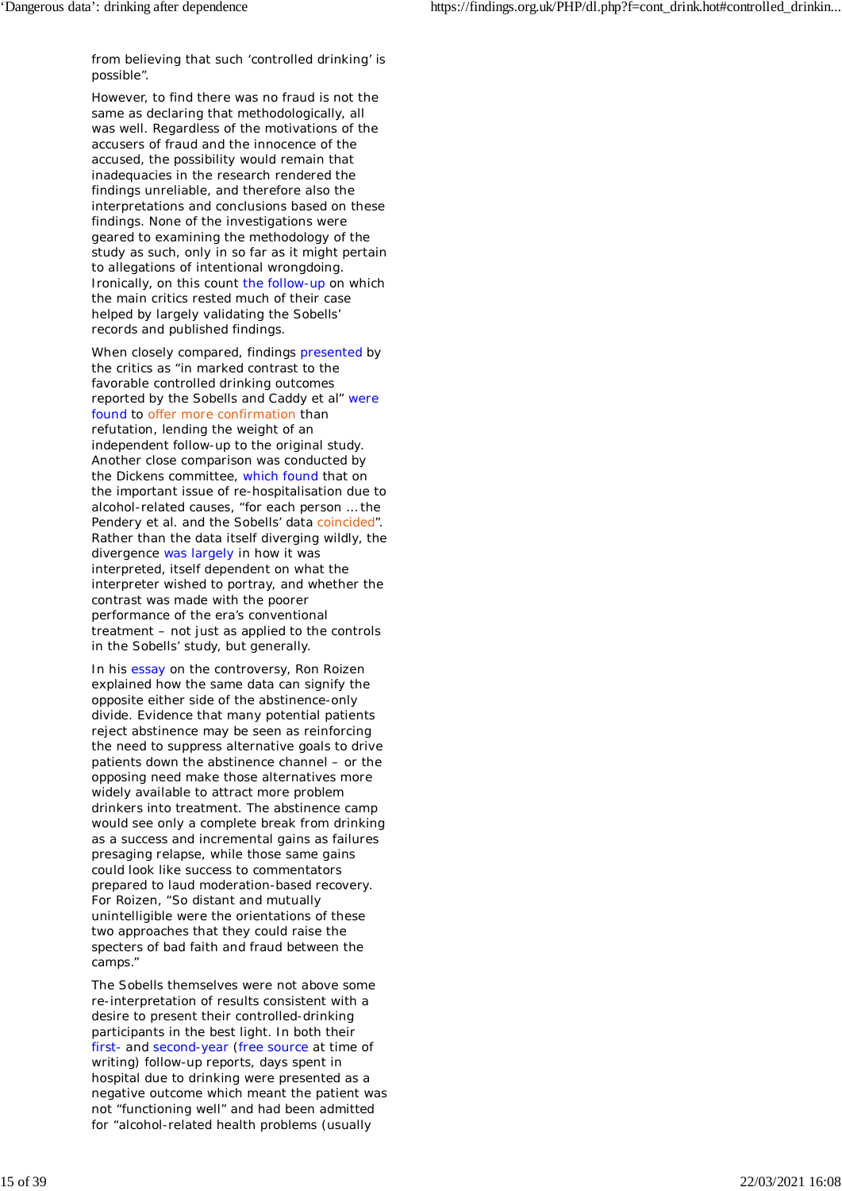from believing that such ‘controlled drinking’ is possible”.

However, to find there was no fraud is not the same as declaring that methodologically, all was well. Regardless of the motivations of the accusers of fraud and the innocence of the accused, the possibility would remain that inadequacies in the research rendered the findings unreliable, and therefore also the interpretations and conclusions based on these findings. None of the investigations were geared to examining the methodology of the study as such, only in so far as it might pertain to allegations of intentional wrongdoing. Ironically, on this count the follow-up on which the main critics rested much of their case helped by largely validating the Sobells’ records and published findings.

When closely compared, findings presented by the critics as “in marked contrast to the favorable controlled drinking outcomes reported by the Sobells and Caddy et al” were found to offer more confirmation than refutation, lending the weight of an independent follow-up to the original study. Another close comparison was conducted by the Dickens committee, which found that on the important issue of re-hospitalisation due to alcohol-related causes, “for each person … the Pendery et al. and the Sobells’ data coincided”. Rather than the data itself diverging wildly, the divergence was largely in how it was interpreted, itself dependent on what the interpreter wished to portray, and whether the contrast was made with the poorer performance of the era’s conventional treatment – not just as applied to the controls in the Sobells’ study, but generally.

In his essay on the controversy, Ron Roizen explained how the same data can signify the opposite either side of the abstinence-only divide. Evidence that many potential patients reject abstinence may be seen as reinforcing the need to suppress alternative goals to drive patients down the abstinence channel – or the opposing need make those alternatives more widely available to attract more problem drinkers into treatment. The abstinence camp would see only a complete break from drinking as a success and incremental gains as failures presaging relapse, while those same gains could look like success to commentators prepared to laud moderation-based recovery. For Roizen, “So distant and mutually unintelligible were the orientations of these two approaches that they could raise the specters of bad faith and fraud between the camps.”

The Sobells themselves were not above some re-interpretation of results consistent with a desire to present their controlled-drinking participants in the best light. In both their first- and second-year (free source at time of writing) follow-up reports, days spent in hospital due to drinking were presented as a negative outcome which meant the patient was not “functioning well” and had been admitted for “alcohol-related health problems (usually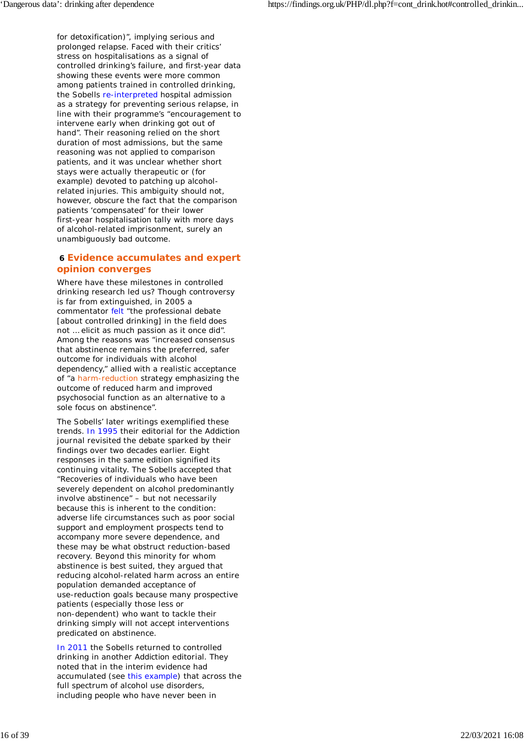for detoxification)", implying serious and prolonged relapse. Faced with their critics' stress on hospitalisations as a signal of controlled drinking's failure, and first-year data showing these events were more common among patients trained in controlled drinking, the Sobells re-interpreted hospital admission as a strategy for preventing serious relapse, in line with their programme's "encouragement to intervene early when drinking got out of hand". Their reasoning relied on the short duration of most admissions, but the same reasoning was not applied to comparison patients, and it was unclear whether short stays were actually therapeutic or (for example) devoted to patching up alcohol-related injuries. This ambiguity should not, however, obscure the fact that the comparison patients 'compensated' for their lower first-year hospitalisation tally with more days of alcohol-related imprisonment, surely an unambiguously bad outcome.

## 6 Evidence accumulates and expert opinion converges

Where have these milestones in controlled drinking research led us? Though controversy is far from extinguished, in 2005 a commentator felt "the professional debate [about controlled drinking] in the field does not … elicit as much passion as it once did". Among the reasons was "increased consensus that abstinence remains the preferred, safer outcome for individuals with alcohol dependency," allied with a realistic acceptance of "a harm-reduction strategy emphasizing the outcome of reduced harm and improved psychosocial function as an alternative to a sole focus on abstinence".

The Sobells' later writings exemplified these trends. In 1995 their editorial for the Addiction journal revisited the debate sparked by their findings over two decades earlier. Eight responses in the same edition signified its continuing vitality. The Sobells accepted that "Recoveries of individuals who have been severely dependent on alcohol predominantly involve abstinence" – but not necessarily because this is inherent to the condition: adverse life circumstances such as poor social support and employment prospects tend to accompany more severe dependence, and these may be what obstruct reduction-based recovery. Beyond this minority for whom abstinence is best suited, they argued that reducing alcohol-related harm across an entire population demanded acceptance of use-reduction goals because many prospective patients (especially those less or non-dependent) who want to tackle their drinking simply will not accept interventions predicated on abstinence.

In 2011 the Sobells returned to controlled drinking in another Addiction editorial. They noted that in the interim evidence had accumulated (see this example) that across the full spectrum of alcohol use disorders, including people who have never been in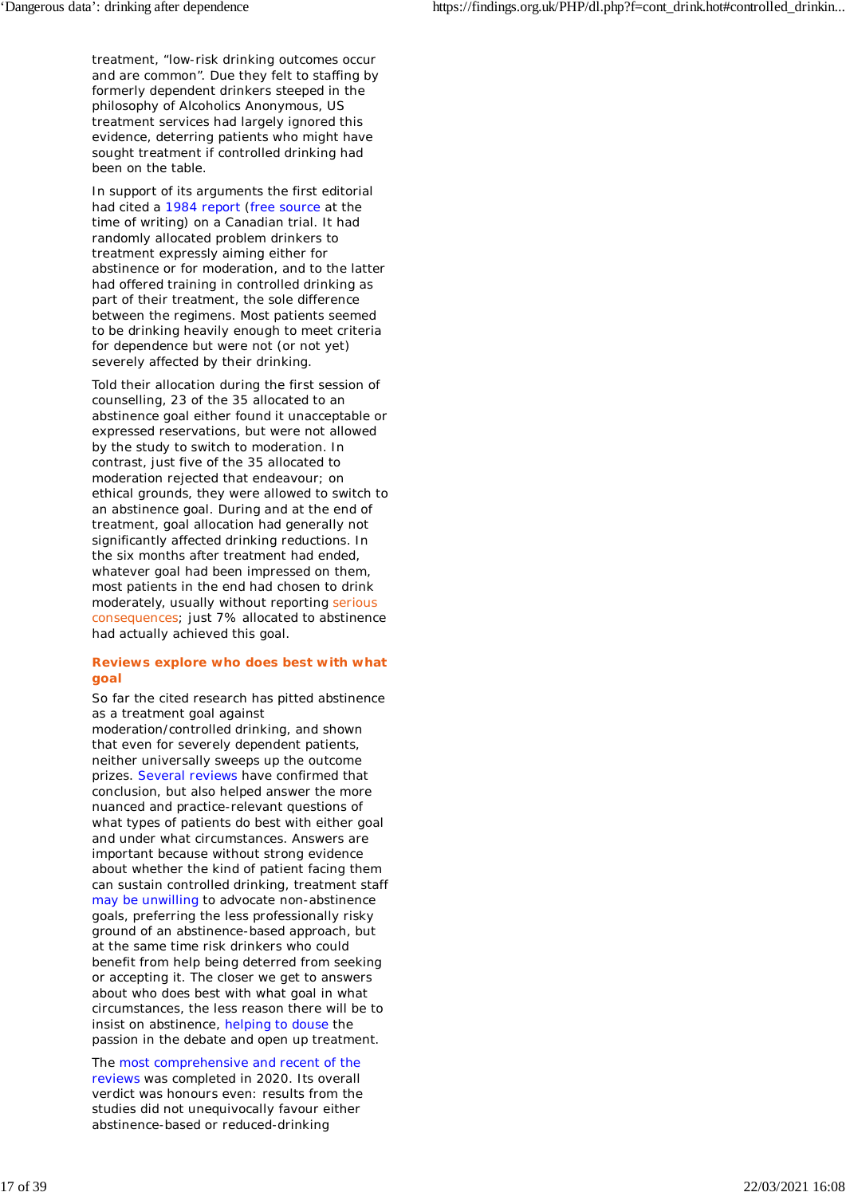treatment, "low-risk drinking outcomes occur and are common". Due they felt to staffing by formerly dependent drinkers steeped in the philosophy of Alcoholics Anonymous, US treatment services had largely ignored this evidence, deterring patients who might have sought treatment if controlled drinking had been on the table.

In support of its arguments the first editorial had cited a 1984 report (free source at the time of writing) on a Canadian trial. It had randomly allocated problem drinkers to treatment expressly aiming either for abstinence or for moderation, and to the latter had offered training in controlled drinking as part of their treatment, the sole difference between the regimens. Most patients seemed to be drinking heavily enough to meet criteria for dependence but were not (or not yet) severely affected by their drinking.

Told their allocation during the first session of counselling, 23 of the 35 allocated to an abstinence goal either found it unacceptable or expressed reservations, but were not allowed by the study to switch to moderation. In contrast, just five of the 35 allocated to moderation rejected that endeavour; on ethical grounds, they were allowed to switch to an abstinence goal. During and at the end of treatment, goal allocation had generally not significantly affected drinking reductions. In the six months after treatment had ended, whatever goal had been impressed on them, most patients in the end had chosen to drink moderately, usually without reporting serious consequences; just 7% allocated to abstinence had actually achieved this goal.

### Reviews explore who does best with what goal

So far the cited research has pitted abstinence as a treatment goal against moderation/controlled drinking, and shown that even for severely dependent patients, neither universally sweeps up the outcome prizes. Several reviews have confirmed that conclusion, but also helped answer the more nuanced and practice-relevant questions of what types of patients do best with either goal and under what circumstances. Answers are important because without strong evidence about whether the kind of patient facing them can sustain controlled drinking, treatment staff may be unwilling to advocate non-abstinence goals, preferring the less professionally risky ground of an abstinence-based approach, but at the same time risk drinkers who could benefit from help being deterred from seeking or accepting it. The closer we get to answers about who does best with what goal in what circumstances, the less reason there will be to insist on abstinence, helping to douse the passion in the debate and open up treatment.

The most comprehensive and recent of the reviews was completed in 2020. Its overall verdict was honours even: results from the studies did not unequivocally favour either abstinence-based or reduced-drinking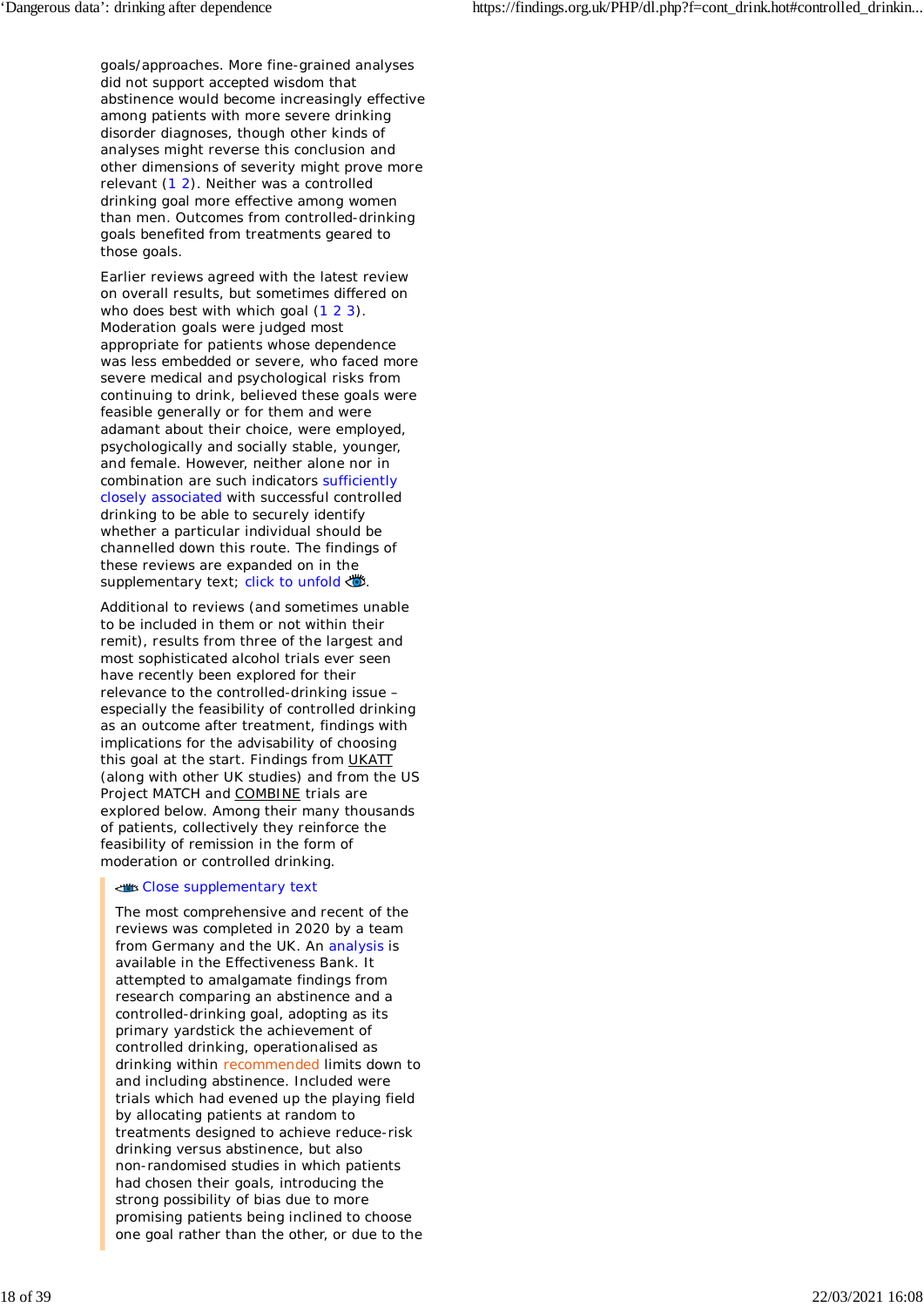goals/approaches. More fine-grained analyses did not support accepted wisdom that abstinence would become increasingly effective among patients with more severe drinking disorder diagnoses, though other kinds of analyses might reverse this conclusion and other dimensions of severity might prove more relevant (1 2). Neither was a controlled drinking goal more effective among women than men. Outcomes from controlled-drinking goals benefited from treatments geared to those goals.

Earlier reviews agreed with the latest review on overall results, but sometimes differed on who does best with which goal (1 2 3). Moderation goals were judged most appropriate for patients whose dependence was less embedded or severe, who faced more severe medical and psychological risks from continuing to drink, believed these goals were feasible generally or for them and were adamant about their choice, were employed, psychologically and socially stable, younger, and female. However, neither alone nor in combination are such indicators sufficiently closely associated with successful controlled drinking to be able to securely identify whether a particular individual should be channelled down this route. The findings of these reviews are expanded on in the supplementary text; click to unfold.

Additional to reviews (and sometimes unable to be included in them or not within their remit), results from three of the largest and most sophisticated alcohol trials ever seen have recently been explored for their relevance to the controlled-drinking issue – especially the feasibility of controlled drinking as an outcome after treatment, findings with implications for the advisability of choosing this goal at the start. Findings from UKATT (along with other UK studies) and from the US Project MATCH and COMBINE trials are explored below. Among their many thousands of patients, collectively they reinforce the feasibility of remission in the form of moderation or controlled drinking.

> Close supplementary text
>
> The most comprehensive and recent of the reviews was completed in 2020 by a team from Germany and the UK. An analysis is available in the Effectiveness Bank. It attempted to amalgamate findings from research comparing an abstinence and a controlled-drinking goal, adopting as its primary yardstick the achievement of controlled drinking, operationalised as drinking within recommended limits down to and including abstinence. Included were trials which had evened up the playing field by allocating patients at random to treatments designed to achieve reduce-risk drinking versus abstinence, but also non-randomised studies in which patients had chosen their goals, introducing the strong possibility of bias due to more promising patients being inclined to choose one goal rather than the other, or due to the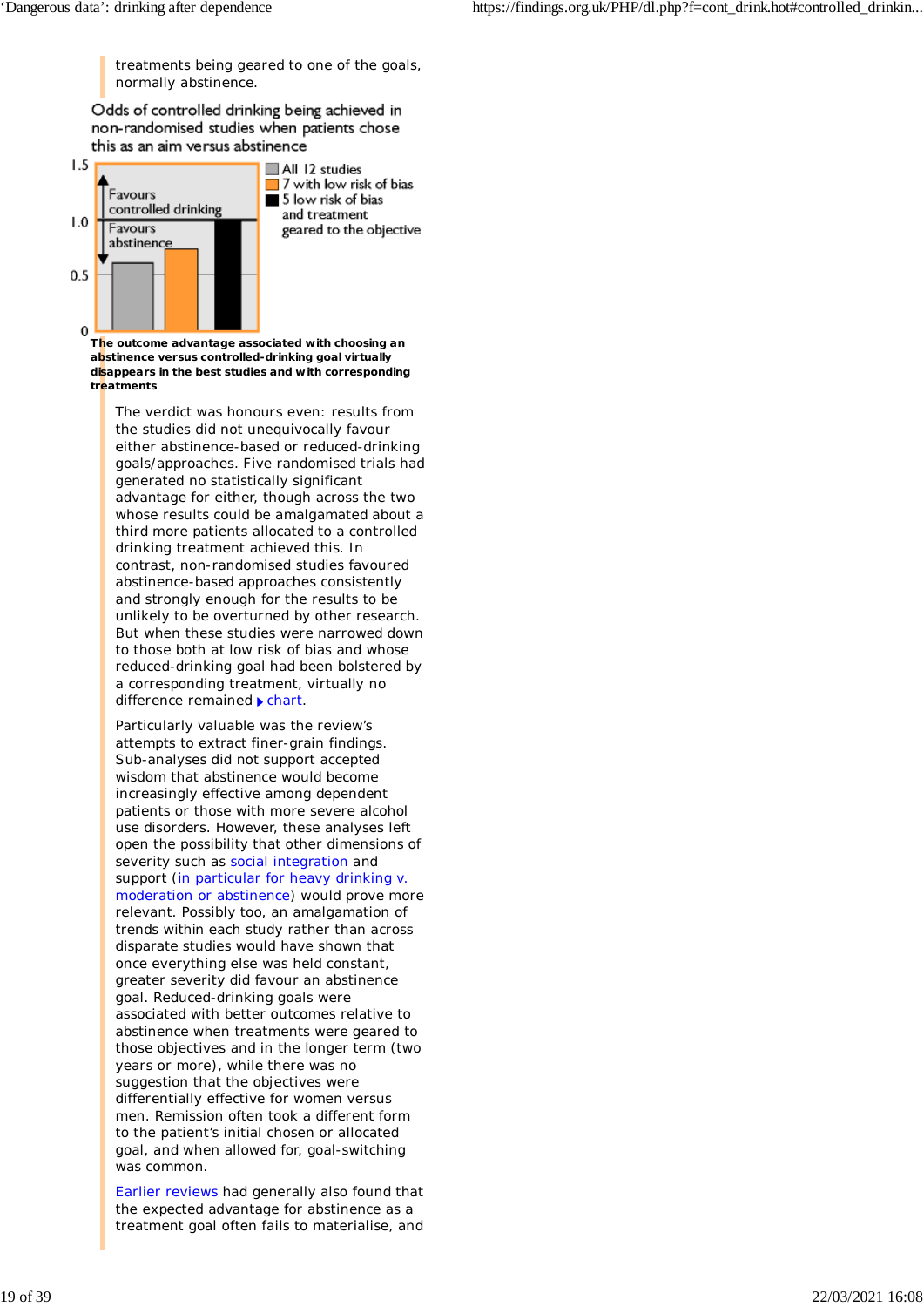treatments being geared to one of the goals, normally abstinence.

**Odds of controlled drinking being achieved in non-randomised studies when patients chose this as an aim versus abstinence**

**The outcome advantage associated with choosing an abstinence versus controlled-drinking goal virtually disappears in the best studies and with corresponding treatments**

The verdict was honours even: results from the studies did not unequivocally favour either abstinence-based or reduced-drinking goals/approaches. Five randomised trials had generated no statistically significant advantage for either, though across the two whose results could be amalgamated about a third more patients allocated to a controlled drinking treatment achieved this. In contrast, non-randomised studies favoured abstinence-based approaches consistently and strongly enough for the results to be unlikely to be overturned by other research. But when these studies were narrowed down to those both at low risk of bias and whose reduced-drinking goal had been bolstered by a corresponding treatment, virtually no difference remained chart.

Particularly valuable was the review's attempts to extract finer-grain findings. Sub-analyses did not support accepted wisdom that abstinence would become increasingly effective among dependent patients or those with more severe alcohol use disorders. However, these analyses left open the possibility that other dimensions of severity such as social integration and support (in particular for heavy drinking v. moderation or abstinence) would prove more relevant. Possibly too, an amalgamation of trends within each study rather than across disparate studies would have shown that once everything else was held constant, greater severity did favour an abstinence goal. Reduced-drinking goals were associated with better outcomes relative to abstinence when treatments were geared to those objectives and in the longer term (two years or more), while there was no suggestion that the objectives were differentially effective for women versus men. Remission often took a different form to the patient's initial chosen or allocated goal, and when allowed for, goal-switching was common.

Earlier reviews had generally also found that the expected advantage for abstinence as a treatment goal often fails to materialise, and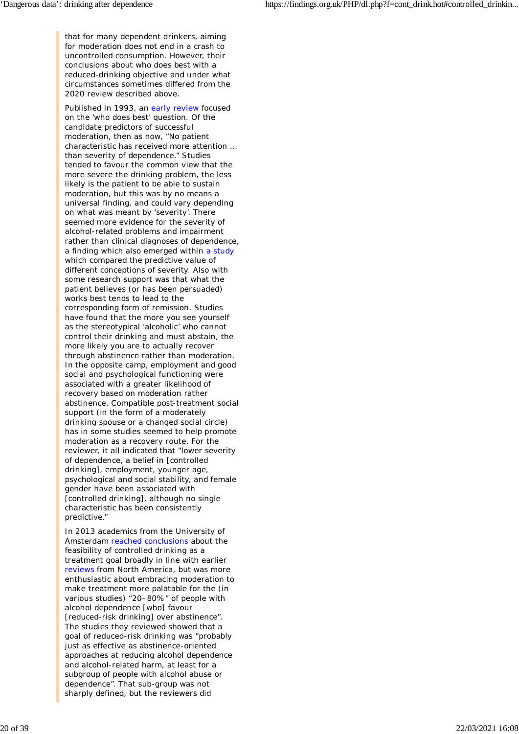that for many dependent drinkers, aiming for moderation does not end in a crash to uncontrolled consumption. However, their conclusions about who does best with a reduced-drinking objective and under what circumstances sometimes differed from the 2020 review described above.

Published in 1993, an early review focused on the 'who does best' question. Of the candidate predictors of successful moderation, then as now, "No patient characteristic has received more attention … than severity of dependence." Studies tended to favour the common view that the more severe the drinking problem, the less likely is the patient to be able to sustain moderation, but this was by no means a universal finding, and could vary depending on what was meant by 'severity'. There seemed more evidence for the severity of alcohol-related problems and impairment rather than clinical diagnoses of dependence, a finding which also emerged within a study which compared the predictive value of different conceptions of severity. Also with some research support was that what the patient believes (or has been persuaded) works best tends to lead to the corresponding form of remission. Studies have found that the more you see yourself as the stereotypical 'alcoholic' who cannot control their drinking and must abstain, the more likely you are to actually recover through abstinence rather than moderation. In the opposite camp, employment and good social and psychological functioning were associated with a greater likelihood of recovery based on moderation rather abstinence. Compatible post-treatment social support (in the form of a moderately drinking spouse or a changed social circle) has in some studies seemed to help promote moderation as a recovery route. For the reviewer, it all indicated that "lower severity of dependence, a belief in [controlled drinking], employment, younger age, psychological and social stability, and female gender have been associated with [controlled drinking], although no single characteristic has been consistently predictive."

In 2013 academics from the University of Amsterdam reached conclusions about the feasibility of controlled drinking as a treatment goal broadly in line with earlier reviews from North America, but was more enthusiastic about embracing moderation to make treatment more palatable for the (in various studies) "20–80%" of people with alcohol dependence [who] favour [reduced-risk drinking] over abstinence". The studies they reviewed showed that a goal of reduced-risk drinking was "probably just as effective as abstinence-oriented approaches at reducing alcohol dependence and alcohol-related harm, at least for a subgroup of people with alcohol abuse or dependence". That sub-group was not sharply defined, but the reviewers did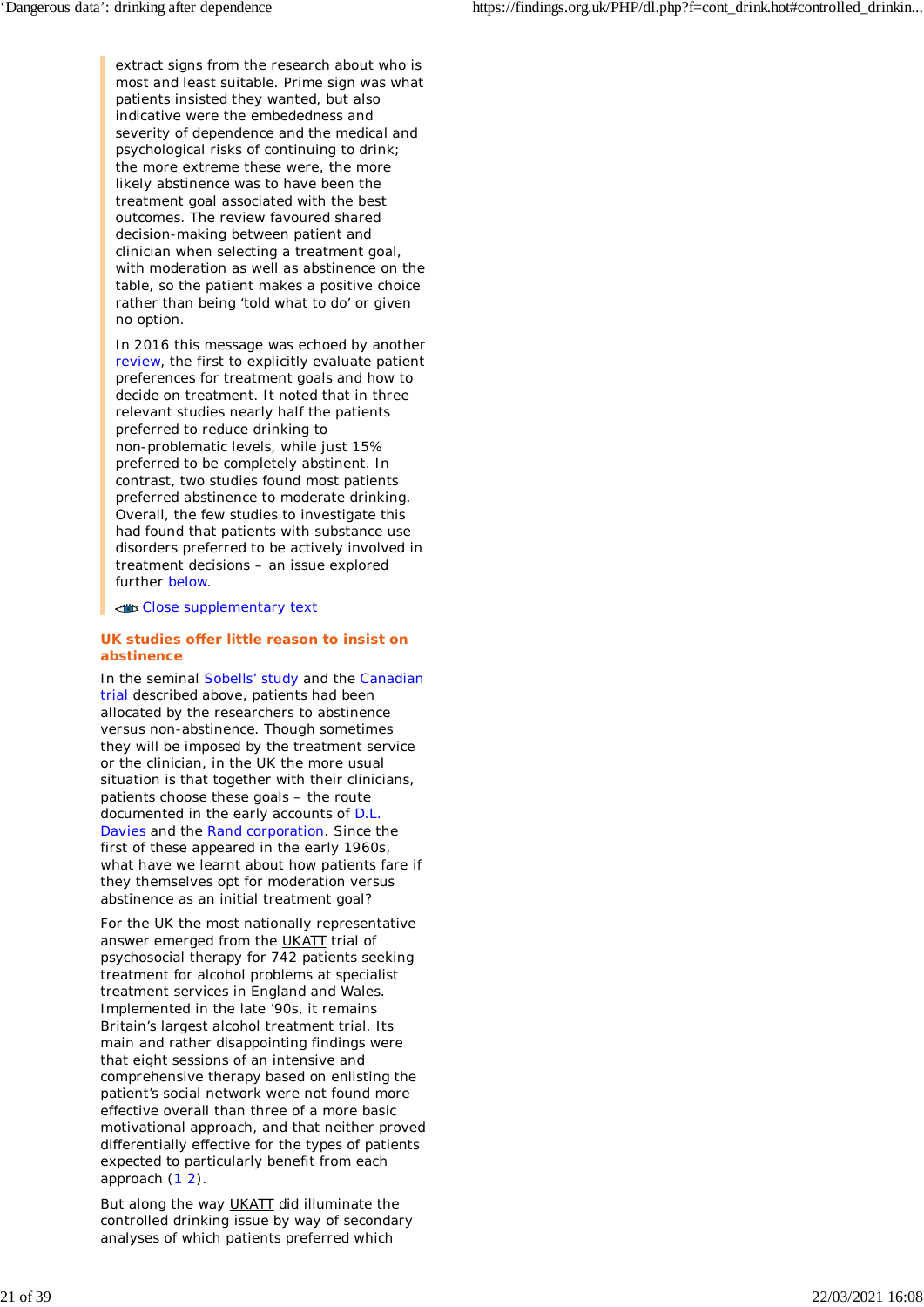extract signs from the research about who is most and least suitable. Prime sign was what patients insisted they wanted, but also indicative were the embededness and severity of dependence and the medical and psychological risks of continuing to drink; the more extreme these were, the more likely abstinence was to have been the treatment goal associated with the best outcomes. The review favoured shared decision-making between patient and clinician when selecting a treatment goal, with moderation as well as abstinence on the table, so the patient makes a positive choice rather than being 'told what to do' or given no option.

In 2016 this message was echoed by another review, the first to explicitly evaluate patient preferences for treatment goals and how to decide on treatment. It noted that in three relevant studies nearly half the patients preferred to reduce drinking to non-problematic levels, while just 15% preferred to be completely abstinent. In contrast, two studies found most patients preferred abstinence to moderate drinking. Overall, the few studies to investigate this had found that patients with substance use disorders preferred to be actively involved in treatment decisions – an issue explored further below.

Close supplementary text

### UK studies offer little reason to insist on abstinence

In the seminal Sobells' study and the Canadian trial described above, patients had been allocated by the researchers to abstinence versus non-abstinence. Though sometimes they will be imposed by the treatment service or the clinician, in the UK the more usual situation is that together with their clinicians, patients choose these goals – the route documented in the early accounts of D.L. Davies and the Rand corporation. Since the first of these appeared in the early 1960s, what have we learnt about how patients fare if they themselves opt for moderation versus abstinence as an initial treatment goal?

For the UK the most nationally representative answer emerged from the UKATT trial of psychosocial therapy for 742 patients seeking treatment for alcohol problems at specialist treatment services in England and Wales. Implemented in the late '90s, it remains Britain's largest alcohol treatment trial. Its main and rather disappointing findings were that eight sessions of an intensive and comprehensive therapy based on enlisting the patient's social network were not found more effective overall than three of a more basic motivational approach, and that neither proved differentially effective for the types of patients expected to particularly benefit from each approach (1 2).

But along the way UKATT did illuminate the controlled drinking issue by way of secondary analyses of which patients preferred which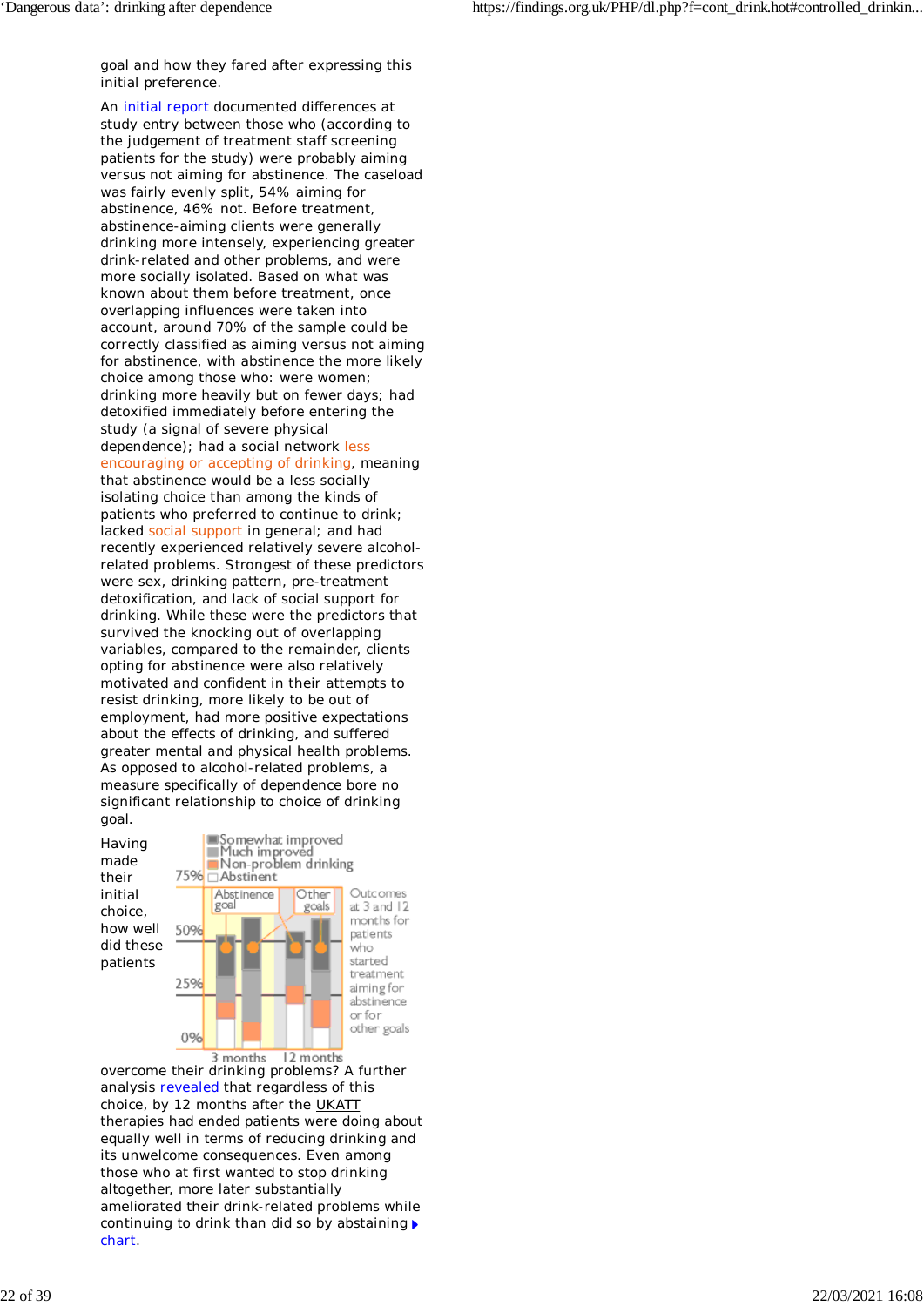goal and how they fared after expressing this initial preference.

An initial report documented differences at study entry between those who (according to the judgement of treatment staff screening patients for the study) were probably aiming versus not aiming for abstinence. The caseload was fairly evenly split, 54% aiming for abstinence, 46% not. Before treatment, abstinence-aiming clients were generally drinking more intensely, experiencing greater drink-related and other problems, and were more socially isolated. Based on what was known about them before treatment, once overlapping influences were taken into account, around 70% of the sample could be correctly classified as aiming versus not aiming for abstinence, with abstinence the more likely choice among those who: were women; drinking more heavily but on fewer days; had detoxified immediately before entering the study (a signal of severe physical dependence); had a social network less encouraging or accepting of drinking, meaning that abstinence would be a less socially isolating choice than among the kinds of patients who preferred to continue to drink; lacked social support in general; and had recently experienced relatively severe alcohol-related problems. Strongest of these predictors were sex, drinking pattern, pre-treatment detoxification, and lack of social support for drinking. While these were the predictors that survived the knocking out of overlapping variables, compared to the remainder, clients opting for abstinence were also relatively motivated and confident in their attempts to resist drinking, more likely to be out of employment, had more positive expectations about the effects of drinking, and suffered greater mental and physical health problems. As opposed to alcohol-related problems, a measure specifically of dependence bore no significant relationship to choice of drinking goal.

Having made their initial choice, how well did these patients overcome their drinking problems? A further analysis revealed that regardless of this choice, by 12 months after the UKATT therapies had ended patients were doing about equally well in terms of reducing drinking and its unwelcome consequences. Even among those who at first wanted to stop drinking altogether, more later substantially ameliorated their drink-related problems while continuing to drink than did so by abstaining ▸ chart.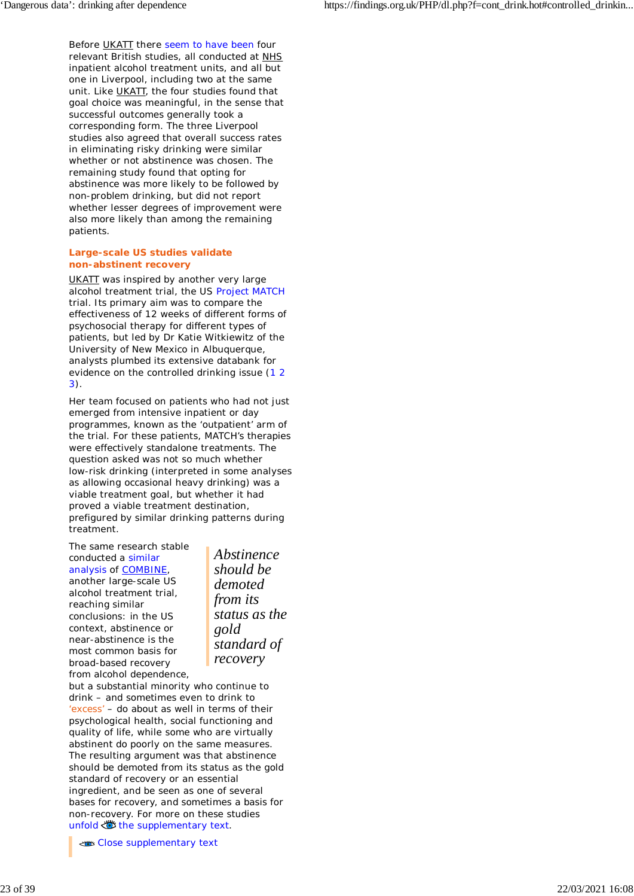Before UKATT there seem to have been four relevant British studies, all conducted at NHS inpatient alcohol treatment units, and all but one in Liverpool, including two at the same unit. Like UKATT, the four studies found that goal choice was meaningful, in the sense that successful outcomes generally took a corresponding form. The three Liverpool studies also agreed that overall success rates in eliminating risky drinking were similar whether or not abstinence was chosen. The remaining study found that opting for abstinence was more likely to be followed by non-problem drinking, but did not report whether lesser degrees of improvement were also more likely than among the remaining patients.

### Large-scale US studies validate non-abstinent recovery

UKATT was inspired by another very large alcohol treatment trial, the US Project MATCH trial. Its primary aim was to compare the effectiveness of 12 weeks of different forms of psychosocial therapy for different types of patients, but led by Dr Katie Witkiewitz of the University of New Mexico in Albuquerque, analysts plumbed its extensive databank for evidence on the controlled drinking issue (1 2 3).

Her team focused on patients who had not just emerged from intensive inpatient or day programmes, known as the 'outpatient' arm of the trial. For these patients, MATCH's therapies were effectively standalone treatments. The question asked was not so much whether low-risk drinking (interpreted in some analyses as allowing occasional heavy drinking) was a viable treatment goal, but whether it had proved a viable treatment destination, prefigured by similar drinking patterns during treatment.

*Abstinence should be demoted from its status as the gold standard of recovery*

The same research stable conducted a similar analysis of COMBINE, another large-scale US alcohol treatment trial, reaching similar conclusions: in the US context, abstinence or near-abstinence is the most common basis for broad-based recovery from alcohol dependence, but a substantial minority who continue to drink – and sometimes even to drink to 'excess' – do about as well in terms of their psychological health, social functioning and quality of life, while some who are virtually abstinent do poorly on the same measures. The resulting argument was that abstinence should be demoted from its status as the gold standard of recovery or an essential ingredient, and be seen as one of several bases for recovery, and sometimes a basis for non-recovery. For more on these studies unfold the supplementary text.

Close supplementary text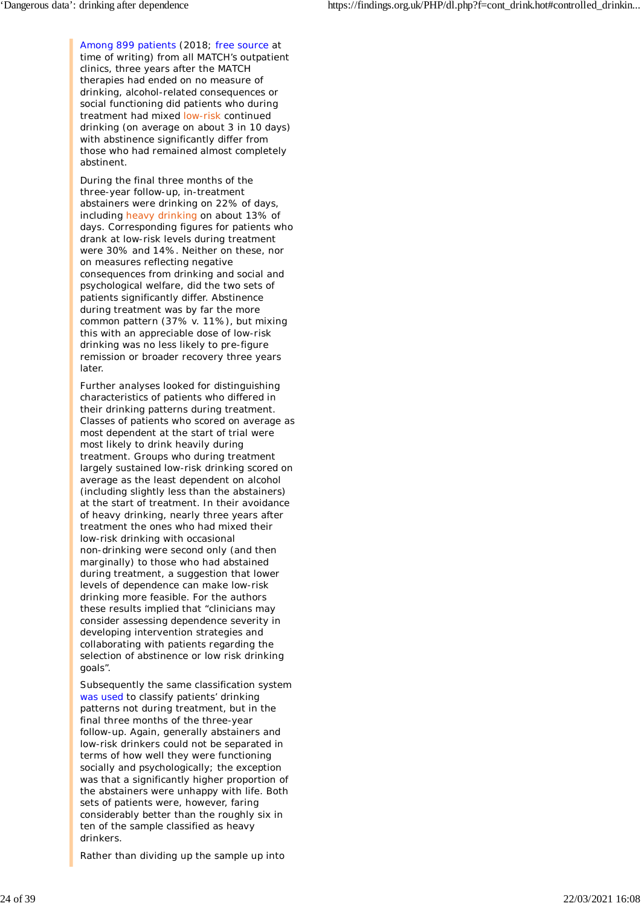Among 899 patients (2018; free source at time of writing) from all MATCH's outpatient clinics, three years after the MATCH therapies had ended on no measure of drinking, alcohol-related consequences or social functioning did patients who during treatment had mixed low-risk continued drinking (on average on about 3 in 10 days) with abstinence significantly differ from those who had remained almost completely abstinent.

During the final three months of the three-year follow-up, in-treatment abstainers were drinking on 22% of days, including heavy drinking on about 13% of days. Corresponding figures for patients who drank at low-risk levels during treatment were 30% and 14%. Neither on these, nor on measures reflecting negative consequences from drinking and social and psychological welfare, did the two sets of patients significantly differ. Abstinence during treatment was by far the more common pattern (37% v. 11%), but mixing this with an appreciable dose of low-risk drinking was no less likely to pre-figure remission or broader recovery three years later.

Further analyses looked for distinguishing characteristics of patients who differed in their drinking patterns during treatment. Classes of patients who scored on average as most dependent at the start of trial were most likely to drink heavily during treatment. Groups who during treatment largely sustained low-risk drinking scored on average as the least dependent on alcohol (including slightly less than the abstainers) at the start of treatment. In their avoidance of heavy drinking, nearly three years after treatment the ones who had mixed their low-risk drinking with occasional non-drinking were second only (and then marginally) to those who had abstained during treatment, a suggestion that lower levels of dependence can make low-risk drinking more feasible. For the authors these results implied that "clinicians may consider assessing dependence severity in developing intervention strategies and collaborating with patients regarding the selection of abstinence or low risk drinking goals".

Subsequently the same classification system was used to classify patients' drinking patterns not during treatment, but in the final three months of the three-year follow-up. Again, generally abstainers and low-risk drinkers could not be separated in terms of how well they were functioning socially and psychologically; the exception was that a significantly higher proportion of the abstainers were unhappy with life. Both sets of patients were, however, faring considerably better than the roughly six in ten of the sample classified as heavy drinkers.

Rather than dividing up the sample up into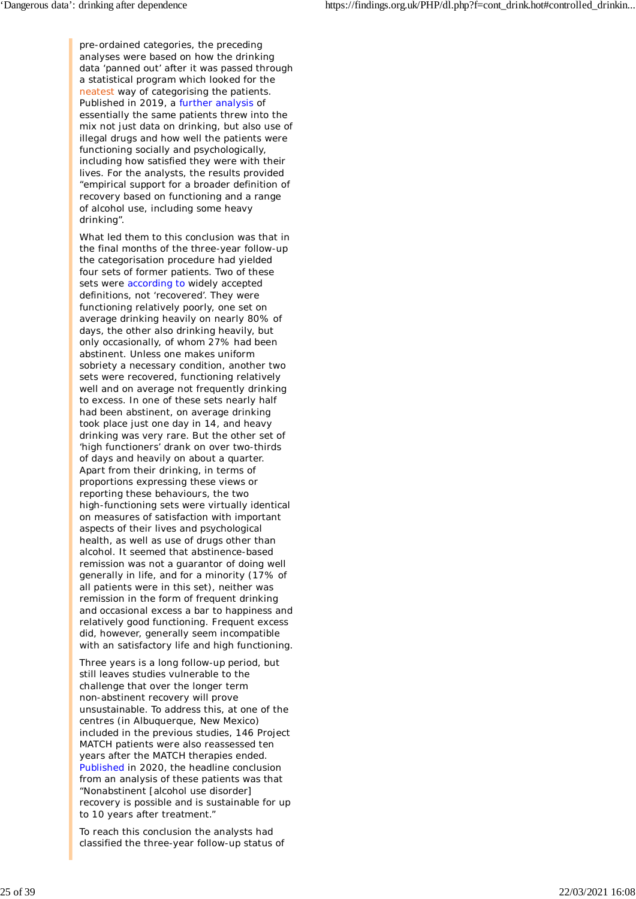pre-ordained categories, the preceding analyses were based on how the drinking data 'panned out' after it was passed through a statistical program which looked for the neatest way of categorising the patients. Published in 2019, a further analysis of essentially the same patients threw into the mix not just data on drinking, but also use of illegal drugs and how well the patients were functioning socially and psychologically, including how satisfied they were with their lives. For the analysts, the results provided "empirical support for a broader definition of recovery based on functioning and a range of alcohol use, including some heavy drinking".

What led them to this conclusion was that in the final months of the three-year follow-up the categorisation procedure had yielded four sets of former patients. Two of these sets were according to widely accepted definitions, not 'recovered'. They were functioning relatively poorly, one set on average drinking heavily on nearly 80% of days, the other also drinking heavily, but only occasionally, of whom 27% had been abstinent. Unless one makes uniform sobriety a necessary condition, another two sets were recovered, functioning relatively well and on average not frequently drinking to excess. In one of these sets nearly half had been abstinent, on average drinking took place just one day in 14, and heavy drinking was very rare. But the other set of 'high functioners' drank on over two-thirds of days and heavily on about a quarter. Apart from their drinking, in terms of proportions expressing these views or reporting these behaviours, the two high-functioning sets were virtually identical on measures of satisfaction with important aspects of their lives and psychological health, as well as use of drugs other than alcohol. It seemed that abstinence-based remission was not a guarantor of doing well generally in life, and for a minority (17% of all patients were in this set), neither was remission in the form of frequent drinking and occasional excess a bar to happiness and relatively good functioning. Frequent excess did, however, generally seem incompatible with an satisfactory life and high functioning.

Three years is a long follow-up period, but still leaves studies vulnerable to the challenge that over the longer term non-abstinent recovery will prove unsustainable. To address this, at one of the centres (in Albuquerque, New Mexico) included in the previous studies, 146 Project MATCH patients were also reassessed ten years after the MATCH therapies ended. Published in 2020, the headline conclusion from an analysis of these patients was that "Nonabstinent [alcohol use disorder] recovery is possible and is sustainable for up to 10 years after treatment."

To reach this conclusion the analysts had classified the three-year follow-up status of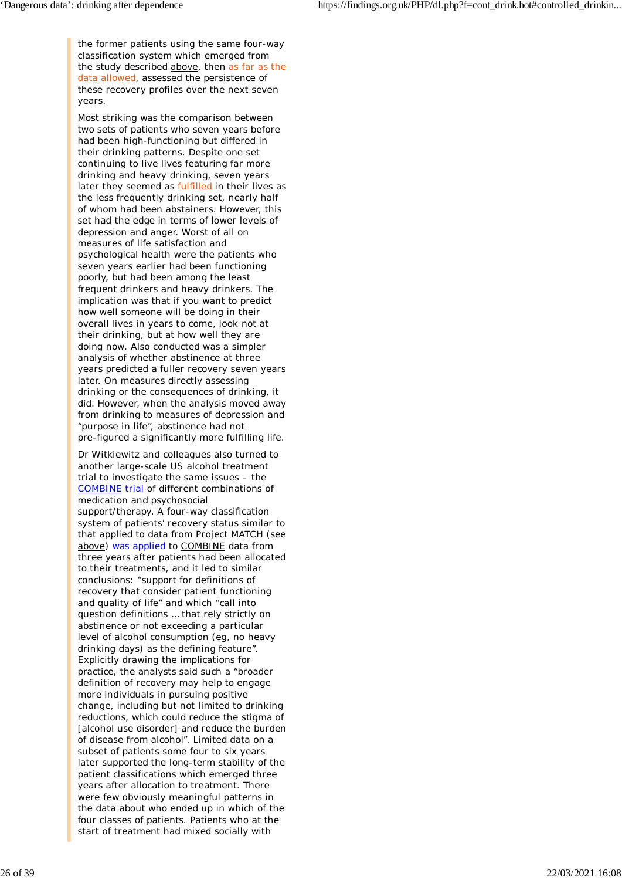the former patients using the same four-way classification system which emerged from the study described above, then as far as the data allowed, assessed the persistence of these recovery profiles over the next seven years.

Most striking was the comparison between two sets of patients who seven years before had been high-functioning but differed in their drinking patterns. Despite one set continuing to live lives featuring far more drinking and heavy drinking, seven years later they seemed as fulfilled in their lives as the less frequently drinking set, nearly half of whom had been abstainers. However, this set had the edge in terms of lower levels of depression and anger. Worst of all on measures of life satisfaction and psychological health were the patients who seven years earlier had been functioning poorly, but had been among the least frequent drinkers and heavy drinkers. The implication was that if you want to predict how well someone will be doing in their overall lives in years to come, look not at their drinking, but at how well they are doing now. Also conducted was a simpler analysis of whether abstinence at three years predicted a fuller recovery seven years later. On measures directly assessing drinking or the consequences of drinking, it did. However, when the analysis moved away from drinking to measures of depression and "purpose in life", abstinence had not pre-figured a significantly more fulfilling life.

Dr Witkiewitz and colleagues also turned to another large-scale US alcohol treatment trial to investigate the same issues – the COMBINE trial of different combinations of medication and psychosocial support/therapy. A four-way classification system of patients' recovery status similar to that applied to data from Project MATCH (see above) was applied to COMBINE data from three years after patients had been allocated to their treatments, and it led to similar conclusions: "support for definitions of recovery that consider patient functioning and quality of life" and which "call into question definitions … that rely strictly on abstinence or not exceeding a particular level of alcohol consumption (eg, no heavy drinking days) as the defining feature". Explicitly drawing the implications for practice, the analysts said such a "broader definition of recovery may help to engage more individuals in pursuing positive change, including but not limited to drinking reductions, which could reduce the stigma of [alcohol use disorder] and reduce the burden of disease from alcohol". Limited data on a subset of patients some four to six years later supported the long-term stability of the patient classifications which emerged three years after allocation to treatment. There were few obviously meaningful patterns in the data about who ended up in which of the four classes of patients. Patients who at the start of treatment had mixed socially with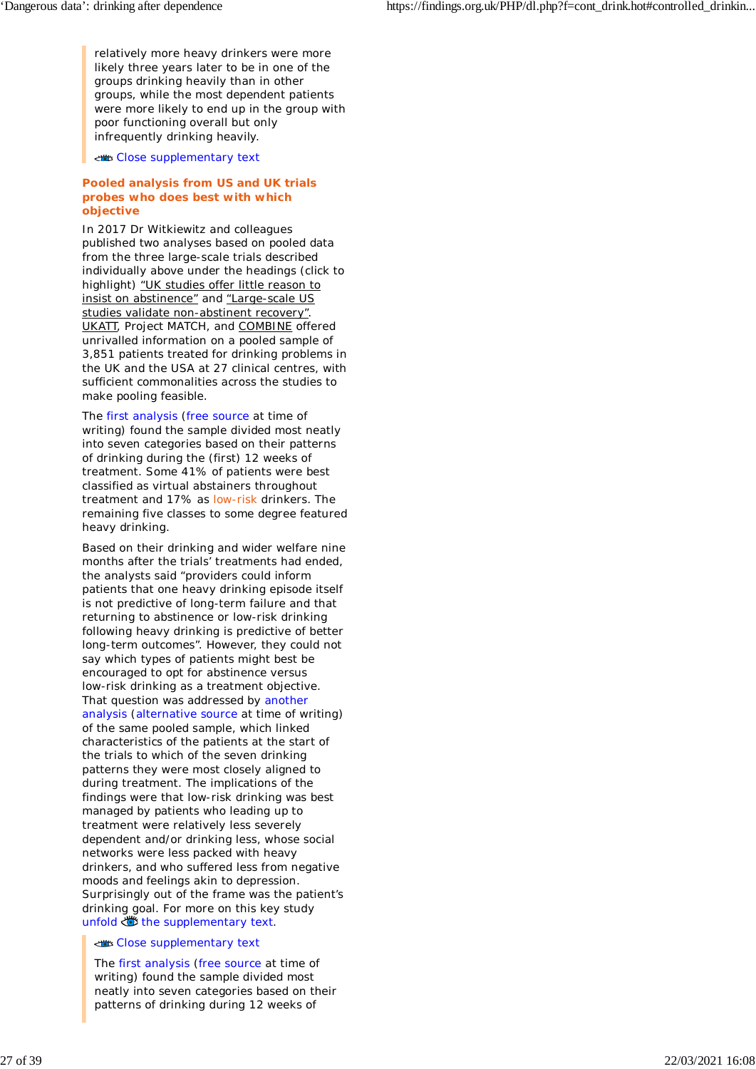relatively more heavy drinkers were more likely three years later to be in one of the groups drinking heavily than in other groups, while the most dependent patients were more likely to end up in the group with poor functioning overall but only infrequently drinking heavily.

Close supplementary text

### Pooled analysis from US and UK trials probes who does best with which objective

In 2017 Dr Witkiewitz and colleagues published two analyses based on pooled data from the three large-scale trials described individually above under the headings (click to highlight) "UK studies offer little reason to insist on abstinence" and "Large-scale US studies validate non-abstinent recovery". UKATT, Project MATCH, and COMBINE offered unrivalled information on a pooled sample of 3,851 patients treated for drinking problems in the UK and the USA at 27 clinical centres, with sufficient commonalities across the studies to make pooling feasible.

The first analysis (free source at time of writing) found the sample divided most neatly into seven categories based on their patterns of drinking during the (first) 12 weeks of treatment. Some 41% of patients were best classified as virtual abstainers throughout treatment and 17% as low-risk drinkers. The remaining five classes to some degree featured heavy drinking.

Based on their drinking and wider welfare nine months after the trials' treatments had ended, the analysts said "providers could inform patients that one heavy drinking episode itself is not predictive of long-term failure and that returning to abstinence or low-risk drinking following heavy drinking is predictive of better long-term outcomes". However, they could not say which types of patients might best be encouraged to opt for abstinence versus low-risk drinking as a treatment objective. That question was addressed by another analysis (alternative source at time of writing) of the same pooled sample, which linked characteristics of the patients at the start of the trials to which of the seven drinking patterns they were most closely aligned to during treatment. The implications of the findings were that low-risk drinking was best managed by patients who leading up to treatment were relatively less severely dependent and/or drinking less, whose social networks were less packed with heavy drinkers, and who suffered less from negative moods and feelings akin to depression. Surprisingly out of the frame was the patient's drinking goal. For more on this key study unfold the supplementary text.

Close supplementary text

The first analysis (free source at time of writing) found the sample divided most neatly into seven categories based on their patterns of drinking during 12 weeks of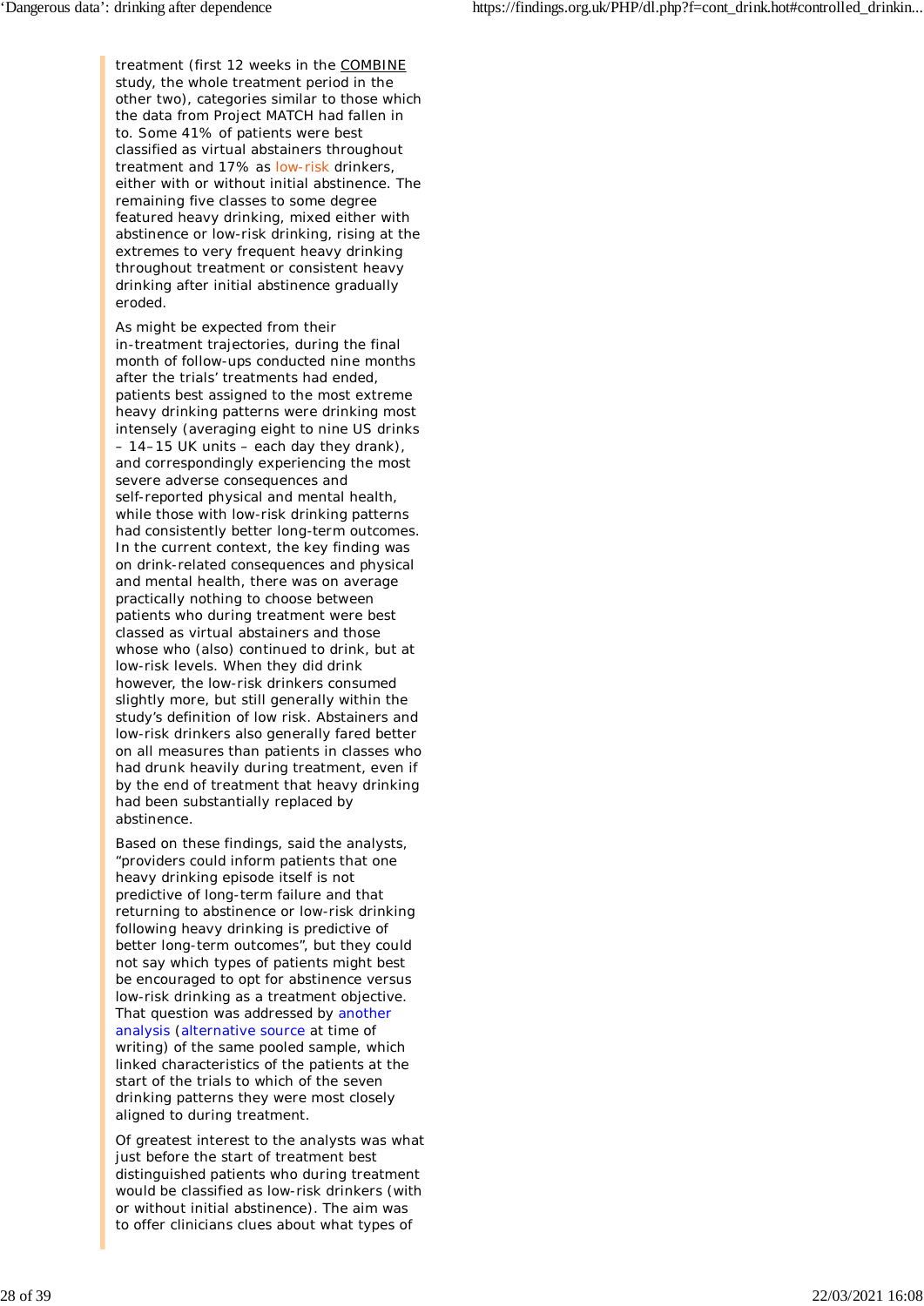treatment (first 12 weeks in the COMBINE study, the whole treatment period in the other two), categories similar to those which the data from Project MATCH had fallen in to. Some 41% of patients were best classified as virtual abstainers throughout treatment and 17% as low-risk drinkers, either with or without initial abstinence. The remaining five classes to some degree featured heavy drinking, mixed either with abstinence or low-risk drinking, rising at the extremes to very frequent heavy drinking throughout treatment or consistent heavy drinking after initial abstinence gradually eroded.

As might be expected from their in-treatment trajectories, during the final month of follow-ups conducted nine months after the trials' treatments had ended, patients best assigned to the most extreme heavy drinking patterns were drinking most intensely (averaging eight to nine US drinks – 14–15 UK units – each day they drank), and correspondingly experiencing the most severe adverse consequences and self-reported physical and mental health, while those with low-risk drinking patterns had consistently better long-term outcomes. In the current context, the key finding was on drink-related consequences and physical and mental health, there was on average practically nothing to choose between patients who during treatment were best classed as virtual abstainers and those whose who (also) continued to drink, but at low-risk levels. When they did drink however, the low-risk drinkers consumed slightly more, but still generally within the study's definition of low risk. Abstainers and low-risk drinkers also generally fared better on all measures than patients in classes who had drunk heavily during treatment, even if by the end of treatment that heavy drinking had been substantially replaced by abstinence.

Based on these findings, said the analysts, "providers could inform patients that one heavy drinking episode itself is not predictive of long-term failure and that returning to abstinence or low-risk drinking following heavy drinking is predictive of better long-term outcomes", but they could not say which types of patients might best be encouraged to opt for abstinence versus low-risk drinking as a treatment objective. That question was addressed by another analysis (alternative source at time of writing) of the same pooled sample, which linked characteristics of the patients at the start of the trials to which of the seven drinking patterns they were most closely aligned to during treatment.

Of greatest interest to the analysts was what just before the start of treatment best distinguished patients who during treatment would be classified as low-risk drinkers (with or without initial abstinence). The aim was to offer clinicians clues about what types of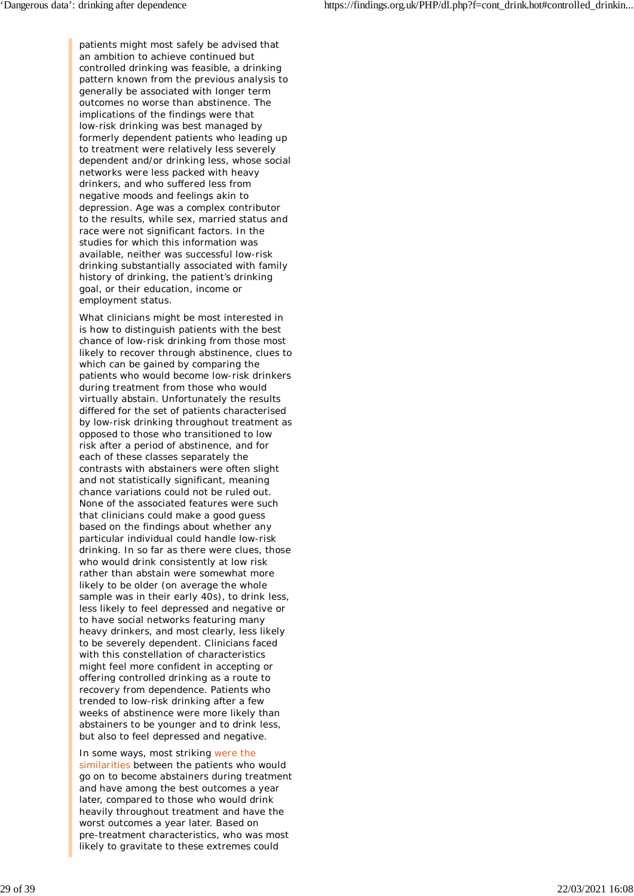patients might most safely be advised that an ambition to achieve continued but controlled drinking was feasible, a drinking pattern known from the previous analysis to generally be associated with longer term outcomes no worse than abstinence. The implications of the findings were that low-risk drinking was best managed by formerly dependent patients who leading up to treatment were relatively less severely dependent and/or drinking less, whose social networks were less packed with heavy drinkers, and who suffered less from negative moods and feelings akin to depression. Age was a complex contributor to the results, while sex, married status and race were not significant factors. In the studies for which this information was available, neither was successful low-risk drinking substantially associated with family history of drinking, the patient's drinking goal, or their education, income or employment status.

What clinicians might be most interested in is how to distinguish patients with the best chance of low-risk drinking from those most likely to recover through abstinence, clues to which can be gained by comparing the patients who would become low-risk drinkers during treatment from those who would virtually abstain. Unfortunately the results differed for the set of patients characterised by low-risk drinking throughout treatment as opposed to those who transitioned to low risk after a period of abstinence, and for each of these classes separately the contrasts with abstainers were often slight and not statistically significant, meaning chance variations could not be ruled out. None of the associated features were such that clinicians could make a good guess based on the findings about whether any particular individual could handle low-risk drinking. In so far as there were clues, those who would drink consistently at low risk rather than abstain were somewhat more likely to be older (on average the whole sample was in their early 40s), to drink less, less likely to feel depressed and negative or to have social networks featuring many heavy drinkers, and most clearly, less likely to be severely dependent. Clinicians faced with this constellation of characteristics might feel more confident in accepting or offering controlled drinking as a route to recovery from dependence. Patients who trended to low-risk drinking after a few weeks of abstinence were more likely than abstainers to be younger and to drink less, but also to feel depressed and negative.

In some ways, most striking were the similarities between the patients who would go on to become abstainers during treatment and have among the best outcomes a year later, compared to those who would drink heavily throughout treatment and have the worst outcomes a year later. Based on pre-treatment characteristics, who was most likely to gravitate to these extremes could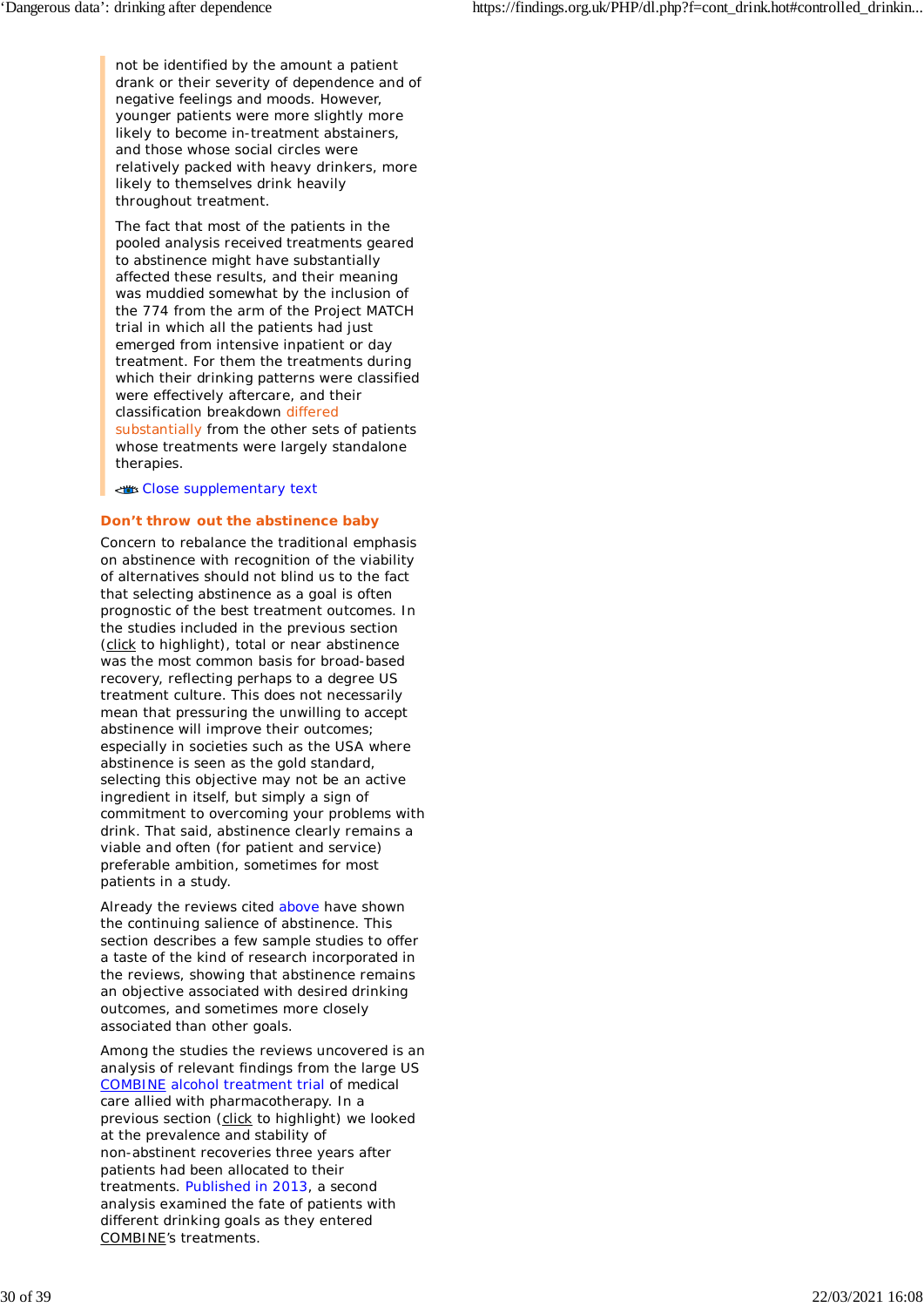not be identified by the amount a patient drank or their severity of dependence and of negative feelings and moods. However, younger patients were more slightly more likely to become in-treatment abstainers, and those whose social circles were relatively packed with heavy drinkers, more likely to themselves drink heavily throughout treatment.

The fact that most of the patients in the pooled analysis received treatments geared to abstinence might have substantially affected these results, and their meaning was muddied somewhat by the inclusion of the 774 from the arm of the Project MATCH trial in which all the patients had just emerged from intensive inpatient or day treatment. For them the treatments during which their drinking patterns were classified were effectively aftercare, and their classification breakdown differed substantially from the other sets of patients whose treatments were largely standalone therapies.

Close supplementary text

### Don't throw out the abstinence baby

Concern to rebalance the traditional emphasis on abstinence with recognition of the viability of alternatives should not blind us to the fact that selecting abstinence as a goal is often prognostic of the best treatment outcomes. In the studies included in the previous section (click to highlight), total or near abstinence was the most common basis for broad-based recovery, reflecting perhaps to a degree US treatment culture. This does not necessarily mean that pressuring the unwilling to accept abstinence will improve their outcomes; especially in societies such as the USA where abstinence is seen as the gold standard, selecting this objective may not be an active ingredient in itself, but simply a sign of commitment to overcoming your problems with drink. That said, abstinence clearly remains a viable and often (for patient and service) preferable ambition, sometimes for most patients in a study.

Already the reviews cited above have shown the continuing salience of abstinence. This section describes a few sample studies to offer a taste of the kind of research incorporated in the reviews, showing that abstinence remains an objective associated with desired drinking outcomes, and sometimes more closely associated than other goals.

Among the studies the reviews uncovered is an analysis of relevant findings from the large US COMBINE alcohol treatment trial of medical care allied with pharmacotherapy. In a previous section (click to highlight) we looked at the prevalence and stability of non-abstinent recoveries three years after patients had been allocated to their treatments. Published in 2013, a second analysis examined the fate of patients with different drinking goals as they entered COMBINE's treatments.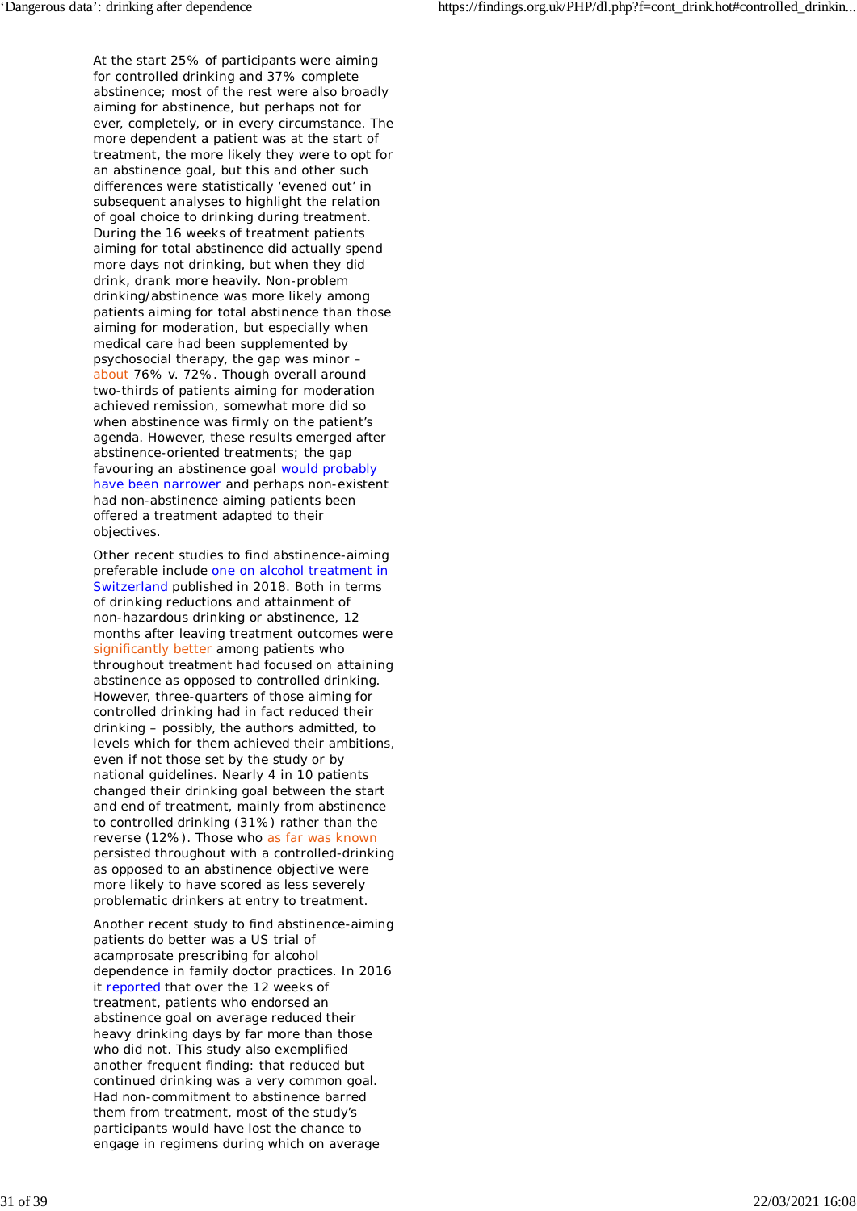At the start 25% of participants were aiming for controlled drinking and 37% complete abstinence; most of the rest were also broadly aiming for abstinence, but perhaps not for ever, completely, or in every circumstance. The more dependent a patient was at the start of treatment, the more likely they were to opt for an abstinence goal, but this and other such differences were statistically 'evened out' in subsequent analyses to highlight the relation of goal choice to drinking during treatment. During the 16 weeks of treatment patients aiming for total abstinence did actually spend more days not drinking, but when they did drink, drank more heavily. Non-problem drinking/abstinence was more likely among patients aiming for total abstinence than those aiming for moderation, but especially when medical care had been supplemented by psychosocial therapy, the gap was minor – about 76% v. 72%. Though overall around two-thirds of patients aiming for moderation achieved remission, somewhat more did so when abstinence was firmly on the patient's agenda. However, these results emerged after abstinence-oriented treatments; the gap favouring an abstinence goal would probably have been narrower and perhaps non-existent had non-abstinence aiming patients been offered a treatment adapted to their objectives.

Other recent studies to find abstinence-aiming preferable include one on alcohol treatment in Switzerland published in 2018. Both in terms of drinking reductions and attainment of non-hazardous drinking or abstinence, 12 months after leaving treatment outcomes were significantly better among patients who throughout treatment had focused on attaining abstinence as opposed to controlled drinking. However, three-quarters of those aiming for controlled drinking had in fact reduced their drinking – possibly, the authors admitted, to levels which for them achieved their ambitions, even if not those set by the study or by national guidelines. Nearly 4 in 10 patients changed their drinking goal between the start and end of treatment, mainly from abstinence to controlled drinking (31%) rather than the reverse (12%). Those who as far was known persisted throughout with a controlled-drinking as opposed to an abstinence objective were more likely to have scored as less severely problematic drinkers at entry to treatment.

Another recent study to find abstinence-aiming patients do better was a US trial of acamprosate prescribing for alcohol dependence in family doctor practices. In 2016 it reported that over the 12 weeks of treatment, patients who endorsed an abstinence goal on average reduced their heavy drinking days by far more than those who did not. This study also exemplified another frequent finding: that reduced but continued drinking was a very common goal. Had non-commitment to abstinence barred them from treatment, most of the study's participants would have lost the chance to engage in regimens during which on average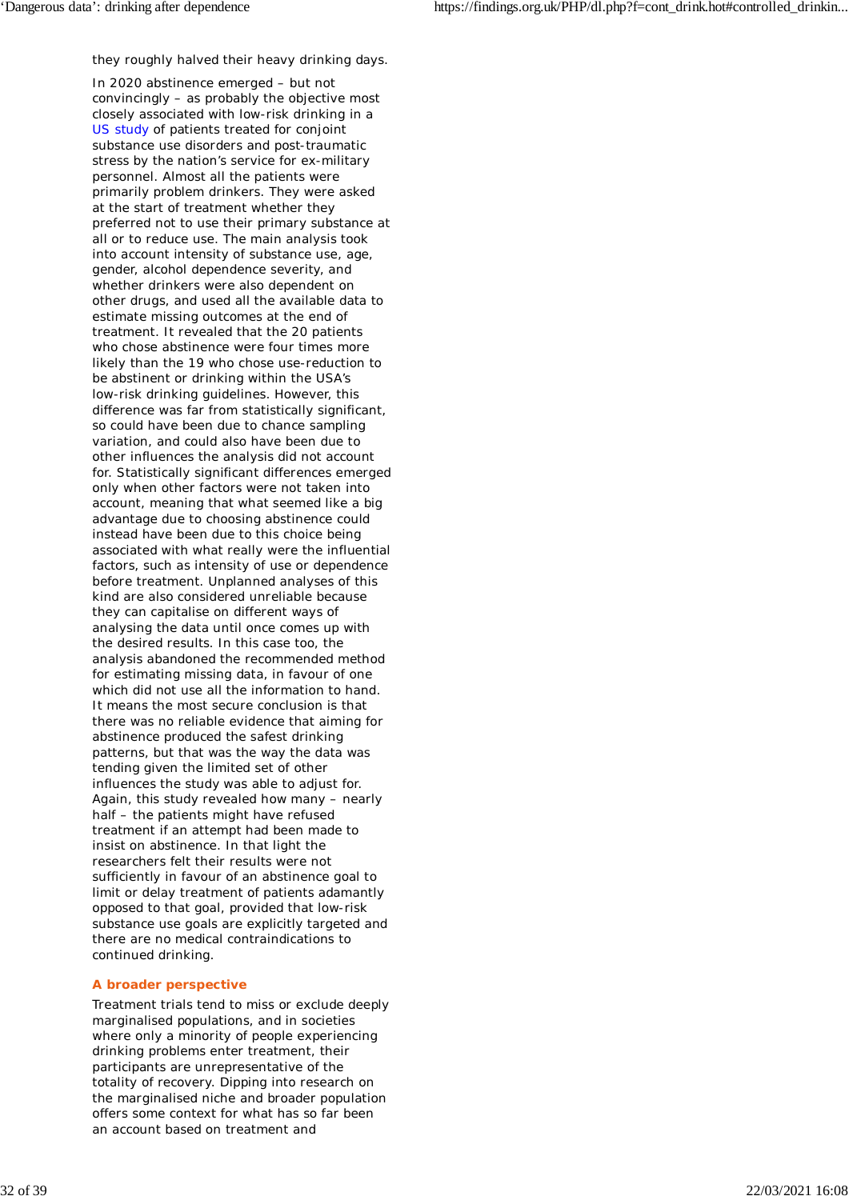they roughly halved their heavy drinking days.

In 2020 abstinence emerged – but not convincingly – as probably the objective most closely associated with low-risk drinking in a US study of patients treated for conjoint substance use disorders and post-traumatic stress by the nation's service for ex-military personnel. Almost all the patients were primarily problem drinkers. They were asked at the start of treatment whether they preferred not to use their primary substance at all or to reduce use. The main analysis took into account intensity of substance use, age, gender, alcohol dependence severity, and whether drinkers were also dependent on other drugs, and used all the available data to estimate missing outcomes at the end of treatment. It revealed that the 20 patients who chose abstinence were four times more likely than the 19 who chose use-reduction to be abstinent or drinking within the USA's low-risk drinking guidelines. However, this difference was far from statistically significant, so could have been due to chance sampling variation, and could also have been due to other influences the analysis did not account for. Statistically significant differences emerged only when other factors were not taken into account, meaning that what seemed like a big advantage due to choosing abstinence could instead have been due to this choice being associated with what really were the influential factors, such as intensity of use or dependence before treatment. Unplanned analyses of this kind are also considered unreliable because they can capitalise on different ways of analysing the data until once comes up with the desired results. In this case too, the analysis abandoned the recommended method for estimating missing data, in favour of one which did not use all the information to hand. It means the most secure conclusion is that there was no reliable evidence that aiming for abstinence produced the safest drinking patterns, but that was the way the data was tending given the limited set of other influences the study was able to adjust for. Again, this study revealed how many – nearly half – the patients might have refused treatment if an attempt had been made to insist on abstinence. In that light the researchers felt their results were not sufficiently in favour of an abstinence goal to limit or delay treatment of patients adamantly opposed to that goal, provided that low-risk substance use goals are explicitly targeted and there are no medical contraindications to continued drinking.

### A broader perspective

Treatment trials tend to miss or exclude deeply marginalised populations, and in societies where only a minority of people experiencing drinking problems enter treatment, their participants are unrepresentative of the totality of recovery. Dipping into research on the marginalised niche and broader population offers some context for what has so far been an account based on treatment and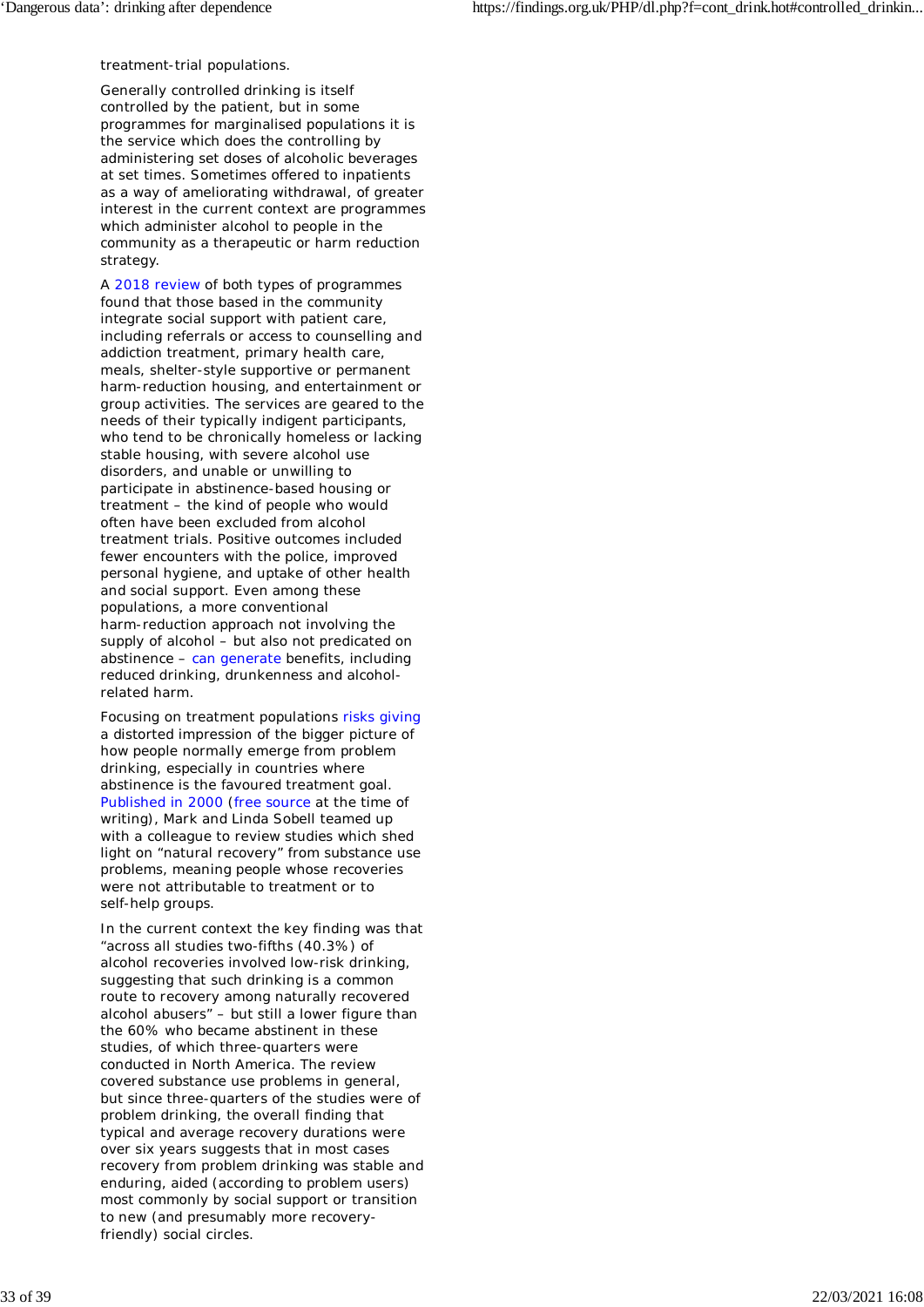treatment-trial populations.

Generally controlled drinking is itself controlled by the patient, but in some programmes for marginalised populations it is the service which does the controlling by administering set doses of alcoholic beverages at set times. Sometimes offered to inpatients as a way of ameliorating withdrawal, of greater interest in the current context are programmes which administer alcohol to people in the community as a therapeutic or harm reduction strategy.

A 2018 review of both types of programmes found that those based in the community integrate social support with patient care, including referrals or access to counselling and addiction treatment, primary health care, meals, shelter-style supportive or permanent harm-reduction housing, and entertainment or group activities. The services are geared to the needs of their typically indigent participants, who tend to be chronically homeless or lacking stable housing, with severe alcohol use disorders, and unable or unwilling to participate in abstinence-based housing or treatment – the kind of people who would often have been excluded from alcohol treatment trials. Positive outcomes included fewer encounters with the police, improved personal hygiene, and uptake of other health and social support. Even among these populations, a more conventional harm-reduction approach not involving the supply of alcohol – but also not predicated on abstinence – can generate benefits, including reduced drinking, drunkenness and alcohol-related harm.

Focusing on treatment populations risks giving a distorted impression of the bigger picture of how people normally emerge from problem drinking, especially in countries where abstinence is the favoured treatment goal. Published in 2000 (free source at the time of writing), Mark and Linda Sobell teamed up with a colleague to review studies which shed light on "natural recovery" from substance use problems, meaning people whose recoveries were not attributable to treatment or to self-help groups.

In the current context the key finding was that "across all studies two-fifths (40.3%) of alcohol recoveries involved low-risk drinking, suggesting that such drinking is a common route to recovery among naturally recovered alcohol abusers" – but still a lower figure than the 60% who became abstinent in these studies, of which three-quarters were conducted in North America. The review covered substance use problems in general, but since three-quarters of the studies were of problem drinking, the overall finding that typical and average recovery durations were over six years suggests that in most cases recovery from problem drinking was stable and enduring, aided (according to problem users) most commonly by social support or transition to new (and presumably more recovery-friendly) social circles.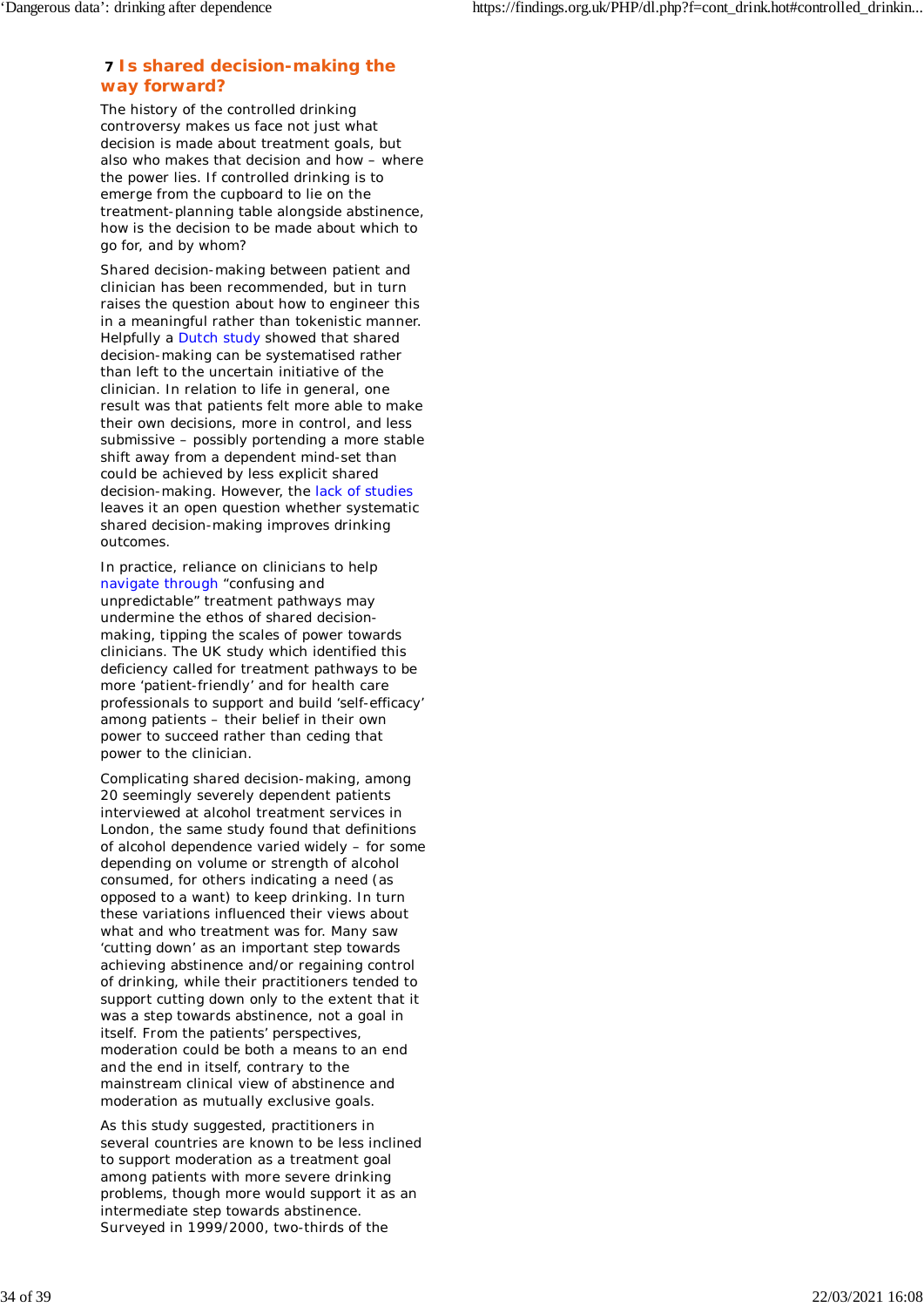## 7 Is shared decision-making the way forward?

The history of the controlled drinking controversy makes us face not just what decision is made about treatment goals, but also who makes that decision and how – where the power lies. If controlled drinking is to emerge from the cupboard to lie on the treatment-planning table alongside abstinence, how is the decision to be made about which to go for, and by whom?

Shared decision-making between patient and clinician has been recommended, but in turn raises the question about how to engineer this in a meaningful rather than tokenistic manner. Helpfully a Dutch study showed that shared decision-making can be systematised rather than left to the uncertain initiative of the clinician. In relation to life in general, one result was that patients felt more able to make their own decisions, more in control, and less submissive – possibly portending a more stable shift away from a dependent mind-set than could be achieved by less explicit shared decision-making. However, the lack of studies leaves it an open question whether systematic shared decision-making improves drinking outcomes.

In practice, reliance on clinicians to help navigate through "confusing and unpredictable" treatment pathways may undermine the ethos of shared decision-making, tipping the scales of power towards clinicians. The UK study which identified this deficiency called for treatment pathways to be more 'patient-friendly' and for health care professionals to support and build 'self-efficacy' among patients – their belief in their own power to succeed rather than ceding that power to the clinician.

Complicating shared decision-making, among 20 seemingly severely dependent patients interviewed at alcohol treatment services in London, the same study found that definitions of alcohol dependence varied widely – for some depending on volume or strength of alcohol consumed, for others indicating a need (as opposed to a want) to keep drinking. In turn these variations influenced their views about what and who treatment was for. Many saw 'cutting down' as an important step towards achieving abstinence and/or regaining control of drinking, while their practitioners tended to support cutting down only to the extent that it was a step towards abstinence, not a goal in itself. From the patients' perspectives, moderation could be both a means to an end and the end in itself, contrary to the mainstream clinical view of abstinence and moderation as mutually exclusive goals.

As this study suggested, practitioners in several countries are known to be less inclined to support moderation as a treatment goal among patients with more severe drinking problems, though more would support it as an intermediate step towards abstinence. Surveyed in 1999/2000, two-thirds of the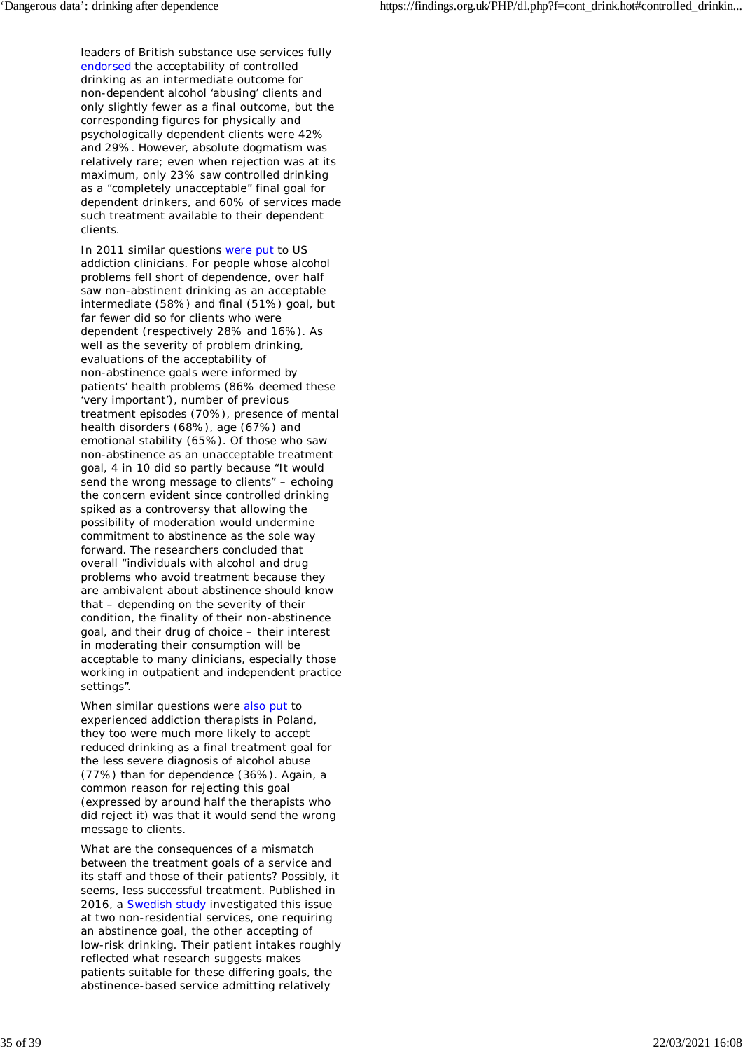leaders of British substance use services fully endorsed the acceptability of controlled drinking as an intermediate outcome for non-dependent alcohol 'abusing' clients and only slightly fewer as a final outcome, but the corresponding figures for physically and psychologically dependent clients were 42% and 29%. However, absolute dogmatism was relatively rare; even when rejection was at its maximum, only 23% saw controlled drinking as a "completely unacceptable" final goal for dependent drinkers, and 60% of services made such treatment available to their dependent clients.

In 2011 similar questions were put to US addiction clinicians. For people whose alcohol problems fell short of dependence, over half saw non-abstinent drinking as an acceptable intermediate (58%) and final (51%) goal, but far fewer did so for clients who were dependent (respectively 28% and 16%). As well as the severity of problem drinking, evaluations of the acceptability of non-abstinence goals were informed by patients' health problems (86% deemed these 'very important'), number of previous treatment episodes (70%), presence of mental health disorders (68%), age (67%) and emotional stability (65%). Of those who saw non-abstinence as an unacceptable treatment goal, 4 in 10 did so partly because "It would send the wrong message to clients" – echoing the concern evident since controlled drinking spiked as a controversy that allowing the possibility of moderation would undermine commitment to abstinence as the sole way forward. The researchers concluded that overall "individuals with alcohol and drug problems who avoid treatment because they are ambivalent about abstinence should know that – depending on the severity of their condition, the finality of their non-abstinence goal, and their drug of choice – their interest in moderating their consumption will be acceptable to many clinicians, especially those working in outpatient and independent practice settings".

When similar questions were also put to experienced addiction therapists in Poland, they too were much more likely to accept reduced drinking as a final treatment goal for the less severe diagnosis of alcohol abuse (77%) than for dependence (36%). Again, a common reason for rejecting this goal (expressed by around half the therapists who did reject it) was that it would send the wrong message to clients.

What are the consequences of a mismatch between the treatment goals of a service and its staff and those of their patients? Possibly, it seems, less successful treatment. Published in 2016, a Swedish study investigated this issue at two non-residential services, one requiring an abstinence goal, the other accepting of low-risk drinking. Their patient intakes roughly reflected what research suggests makes patients suitable for these differing goals, the abstinence-based service admitting relatively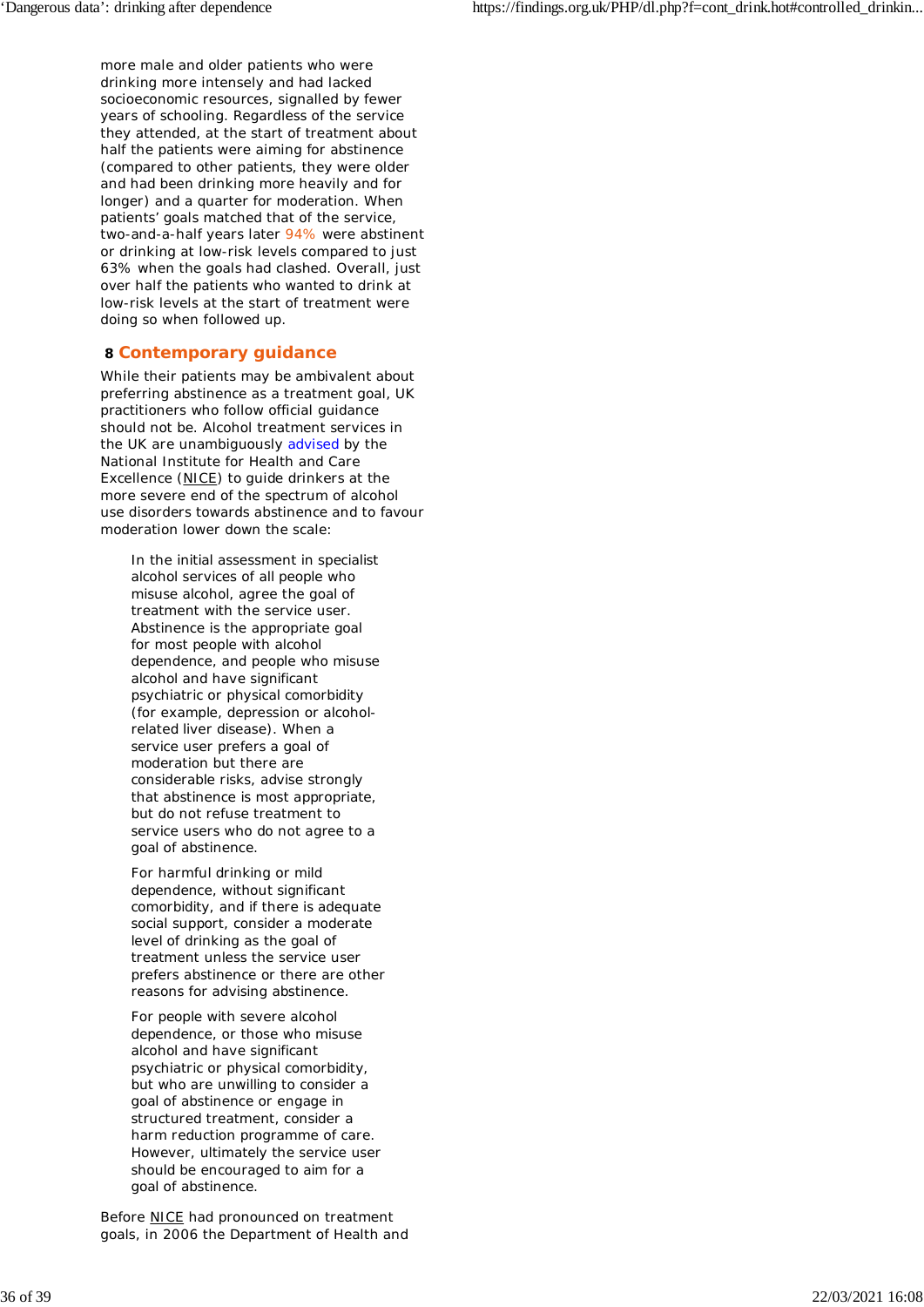more male and older patients who were drinking more intensely and had lacked socioeconomic resources, signalled by fewer years of schooling. Regardless of the service they attended, at the start of treatment about half the patients were aiming for abstinence (compared to other patients, they were older and had been drinking more heavily and for longer) and a quarter for moderation. When patients' goals matched that of the service, two-and-a-half years later 94% were abstinent or drinking at low-risk levels compared to just 63% when the goals had clashed. Overall, just over half the patients who wanted to drink at low-risk levels at the start of treatment were doing so when followed up.

## 8 Contemporary guidance

While their patients may be ambivalent about preferring abstinence as a treatment goal, UK practitioners who follow official guidance should not be. Alcohol treatment services in the UK are unambiguously advised by the National Institute for Health and Care Excellence (NICE) to guide drinkers at the more severe end of the spectrum of alcohol use disorders towards abstinence and to favour moderation lower down the scale:

> In the initial assessment in specialist alcohol services of all people who misuse alcohol, agree the goal of treatment with the service user. Abstinence is the appropriate goal for most people with alcohol dependence, and people who misuse alcohol and have significant psychiatric or physical comorbidity (for example, depression or alcohol-related liver disease). When a service user prefers a goal of moderation but there are considerable risks, advise strongly that abstinence is most appropriate, but do not refuse treatment to service users who do not agree to a goal of abstinence.
>
> For harmful drinking or mild dependence, without significant comorbidity, and if there is adequate social support, consider a moderate level of drinking as the goal of treatment unless the service user prefers abstinence or there are other reasons for advising abstinence.
>
> For people with severe alcohol dependence, or those who misuse alcohol and have significant psychiatric or physical comorbidity, but who are unwilling to consider a goal of abstinence or engage in structured treatment, consider a harm reduction programme of care. However, ultimately the service user should be encouraged to aim for a goal of abstinence.

Before NICE had pronounced on treatment goals, in 2006 the Department of Health and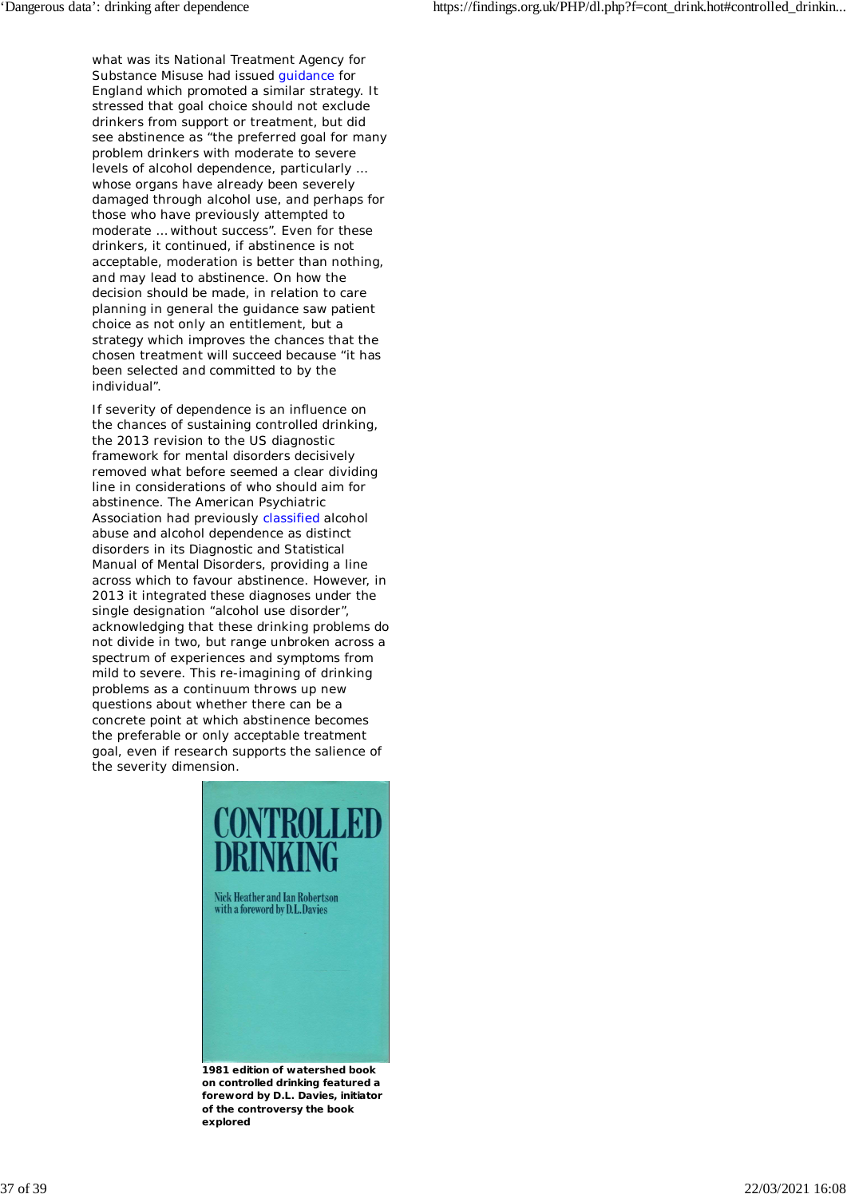what was its National Treatment Agency for Substance Misuse had issued guidance for England which promoted a similar strategy. It stressed that goal choice should not exclude drinkers from support or treatment, but did see abstinence as "the preferred goal for many problem drinkers with moderate to severe levels of alcohol dependence, particularly … whose organs have already been severely damaged through alcohol use, and perhaps for those who have previously attempted to moderate … without success". Even for these drinkers, it continued, if abstinence is not acceptable, moderation is better than nothing, and may lead to abstinence. On how the decision should be made, in relation to care planning in general the guidance saw patient choice as not only an entitlement, but a strategy which improves the chances that the chosen treatment will succeed because "it has been selected and committed to by the individual".

If severity of dependence is an influence on the chances of sustaining controlled drinking, the 2013 revision to the US diagnostic framework for mental disorders decisively removed what before seemed a clear dividing line in considerations of who should aim for abstinence. The American Psychiatric Association had previously classified alcohol abuse and alcohol dependence as distinct disorders in its Diagnostic and Statistical Manual of Mental Disorders, providing a line across which to favour abstinence. However, in 2013 it integrated these diagnoses under the single designation "alcohol use disorder", acknowledging that these drinking problems do not divide in two, but range unbroken across a spectrum of experiences and symptoms from mild to severe. This re-imagining of drinking problems as a continuum throws up new questions about whether there can be a concrete point at which abstinence becomes the preferable or only acceptable treatment goal, even if research supports the salience of the severity dimension.

**1981 edition of watershed book on controlled drinking featured a foreword by D.L. Davies, initiator of the controversy the book explored**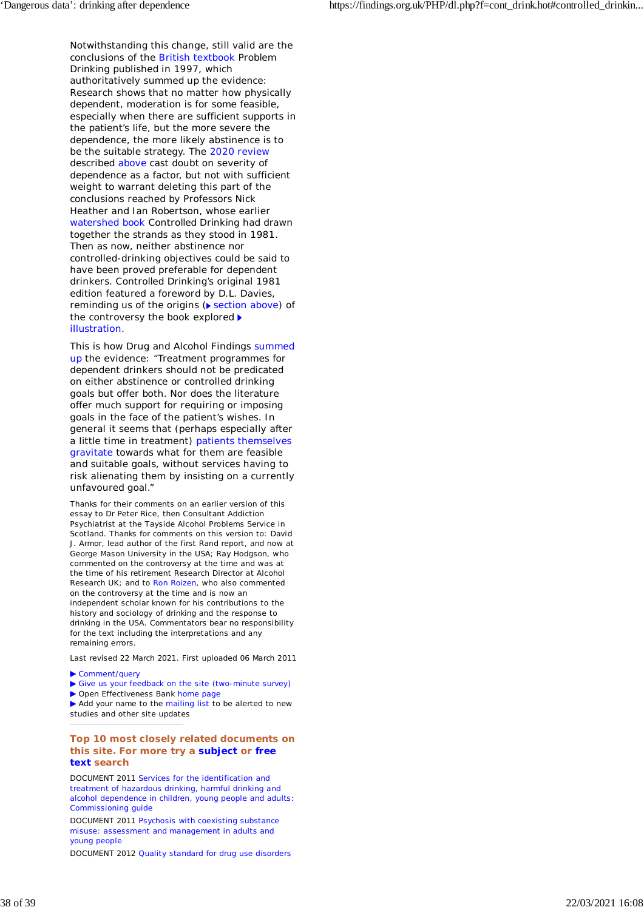Notwithstanding this change, still valid are the conclusions of the British textbook Problem Drinking published in 1997, which authoritatively summed up the evidence: Research shows that no matter how physically dependent, moderation is for some feasible, especially when there are sufficient supports in the patient's life, but the more severe the dependence, the more likely abstinence is to be the suitable strategy. The 2020 review described above cast doubt on severity of dependence as a factor, but not with sufficient weight to warrant deleting this part of the conclusions reached by Professors Nick Heather and Ian Robertson, whose earlier watershed book Controlled Drinking had drawn together the strands as they stood in 1981. Then as now, neither abstinence nor controlled-drinking objectives could be said to have been proved preferable for dependent drinkers. Controlled Drinking's original 1981 edition featured a foreword by D.L. Davies, reminding us of the origins (▶ section above) of the controversy the book explored ▶ illustration.

This is how Drug and Alcohol Findings summed up the evidence: "Treatment programmes for dependent drinkers should not be predicated on either abstinence or controlled drinking goals but offer both. Nor does the literature offer much support for requiring or imposing goals in the face of the patient's wishes. In general it seems that (perhaps especially after a little time in treatment) patients themselves gravitate towards what for them are feasible and suitable goals, without services having to risk alienating them by insisting on a currently unfavoured goal."

Thanks for their comments on an earlier version of this essay to Dr Peter Rice, then Consultant Addiction Psychiatrist at the Tayside Alcohol Problems Service in Scotland. Thanks for comments on this version to: David J. Armor, lead author of the first Rand report, and now at George Mason University in the USA; Ray Hodgson, who commented on the controversy at the time and was at the time of his retirement Research Director at Alcohol Research UK; and to Ron Roizen, who also commented on the controversy at the time and is now an independent scholar known for his contributions to the history and sociology of drinking and the response to drinking in the USA. Commentators bear no responsibility for the text including the interpretations and any remaining errors.

Last revised 22 March 2021. First uploaded 06 March 2011

- ▶ Comment/query
- ▶ Give us your feedback on the site (two-minute survey)
- ▶ Open Effectiveness Bank home page
- ▶ Add your name to the mailing list to be alerted to new studies and other site updates

---

## Top 10 most closely related documents on this site. For more try a subject or free text search

DOCUMENT 2011 Services for the identification and treatment of hazardous drinking, harmful drinking and alcohol dependence in children, young people and adults: Commissioning guide

DOCUMENT 2011 Psychosis with coexisting substance misuse: assessment and management in adults and young people

DOCUMENT 2012 Quality standard for drug use disorders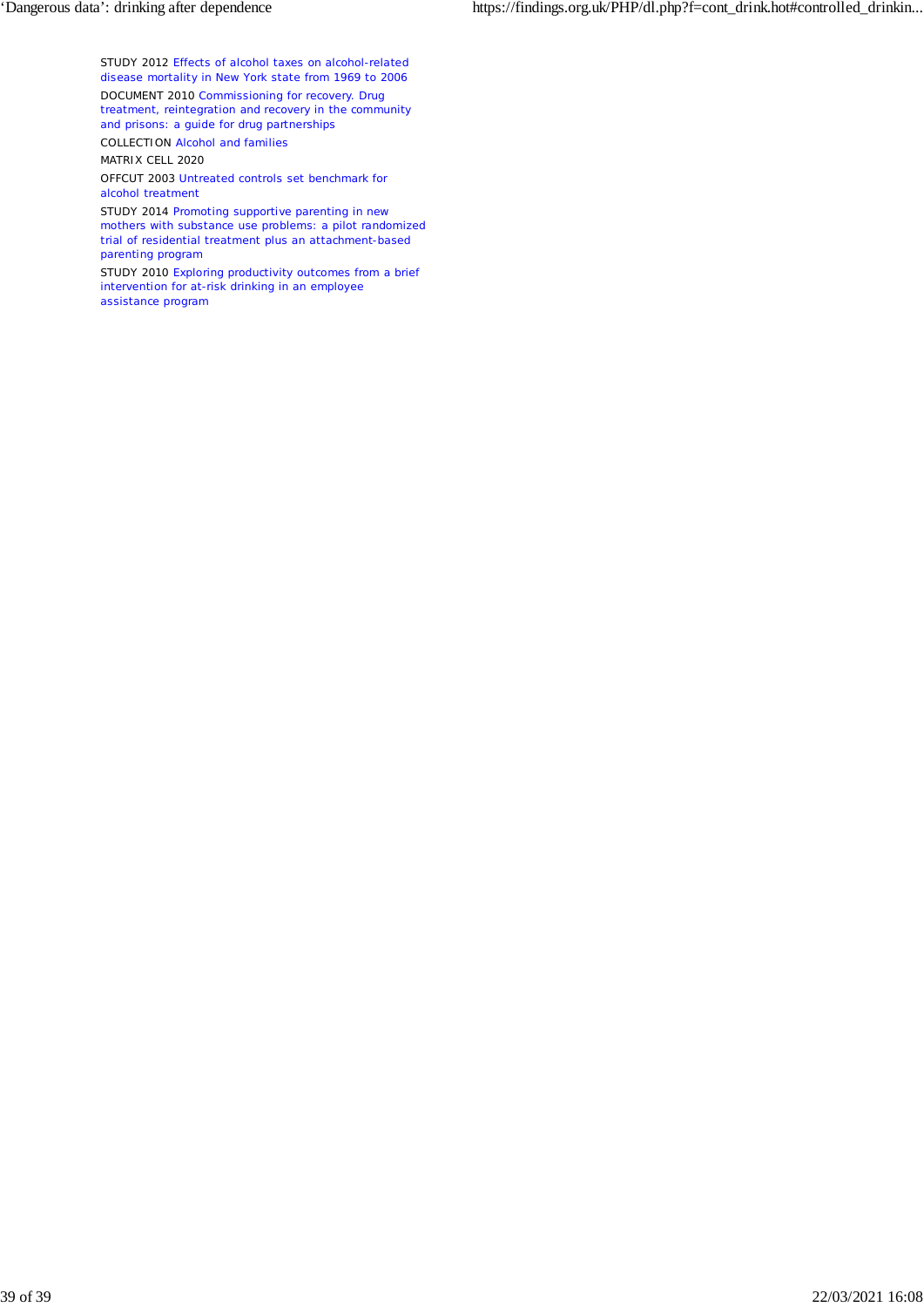STUDY 2012 Effects of alcohol taxes on alcohol-related disease mortality in New York state from 1969 to 2006

DOCUMENT 2010 Commissioning for recovery. Drug treatment, reintegration and recovery in the community and prisons: a guide for drug partnerships

COLLECTION Alcohol and families

MATRIX CELL 2020

OFFCUT 2003 Untreated controls set benchmark for alcohol treatment

STUDY 2014 Promoting supportive parenting in new mothers with substance use problems: a pilot randomized trial of residential treatment plus an attachment-based parenting program

STUDY 2010 Exploring productivity outcomes from a brief intervention for at-risk drinking in an employee assistance program